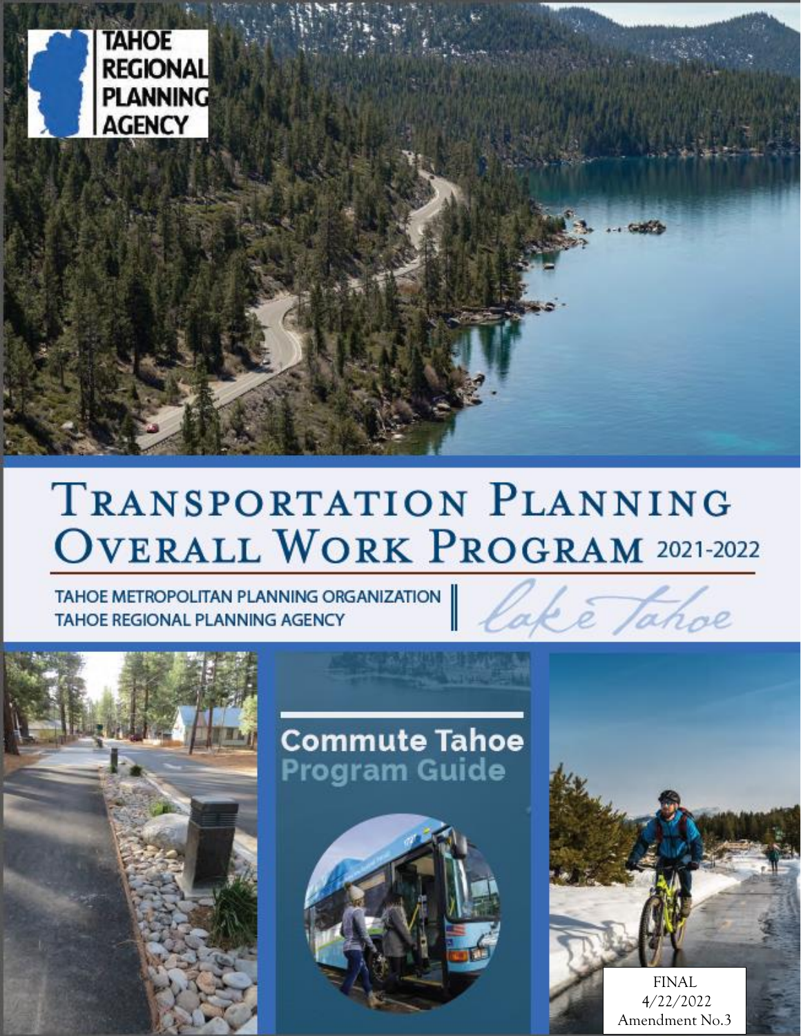TAHOE REGIONAL PLANNING AGENCY

# Transportation Planning Overall Work Program 2021-2022

TAHOE METROPOLITAN PLANNING ORGANIZATION
TAHOE REGIONAL PLANNING AGENCY

lake tahoe

Commute Tahoe
Program Guide

FINAL
4/22/2022
Amendment No.3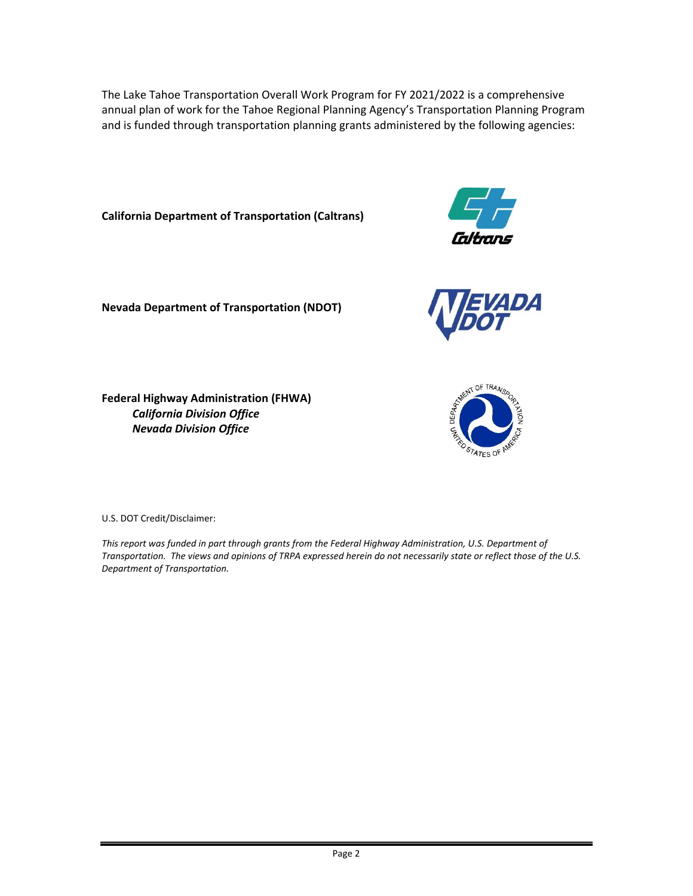The Lake Tahoe Transportation Overall Work Program for FY 2021/2022 is a comprehensive annual plan of work for the Tahoe Regional Planning Agency's Transportation Planning Program and is funded through transportation planning grants administered by the following agencies:

**California Department of Transportation (Caltrans)**

**Nevada Department of Transportation (NDOT)**

**Federal Highway Administration (FHWA)**
***California Division Office***
***Nevada Division Office***

U.S. DOT Credit/Disclaimer:

*This report was funded in part through grants from the Federal Highway Administration, U.S. Department of Transportation. The views and opinions of TRPA expressed herein do not necessarily state or reflect those of the U.S. Department of Transportation.*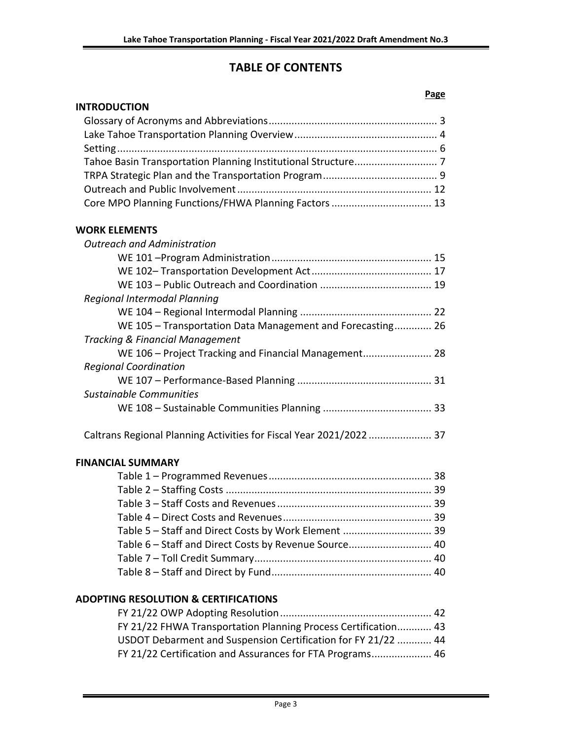# TABLE OF CONTENTS

**Page**

**INTRODUCTION**

Glossary of Acronyms and Abbreviations .......... 3
Lake Tahoe Transportation Planning Overview .......... 4
Setting .......... 6
Tahoe Basin Transportation Planning Institutional Structure .......... 7
TRPA Strategic Plan and the Transportation Program .......... 9
Outreach and Public Involvement .......... 12
Core MPO Planning Functions/FHWA Planning Factors .......... 13

**WORK ELEMENTS**

*Outreach and Administration*

WE 101 –Program Administration .......... 15
WE 102– Transportation Development Act .......... 17
WE 103 – Public Outreach and Coordination .......... 19

*Regional Intermodal Planning*

WE 104 – Regional Intermodal Planning .......... 22
WE 105 – Transportation Data Management and Forecasting .......... 26

*Tracking & Financial Management*

WE 106 – Project Tracking and Financial Management .......... 28

*Regional Coordination*

WE 107 – Performance-Based Planning .......... 31

*Sustainable Communities*

WE 108 – Sustainable Communities Planning .......... 33

Caltrans Regional Planning Activities for Fiscal Year 2021/2022 .......... 37

**FINANCIAL SUMMARY**

Table 1 – Programmed Revenues .......... 38
Table 2 – Staffing Costs .......... 39
Table 3 – Staff Costs and Revenues .......... 39
Table 4 – Direct Costs and Revenues .......... 39
Table 5 – Staff and Direct Costs by Work Element .......... 39
Table 6 – Staff and Direct Costs by Revenue Source .......... 40
Table 7 – Toll Credit Summary .......... 40
Table 8 – Staff and Direct by Fund .......... 40

**ADOPTING RESOLUTION & CERTIFICATIONS**

FY 21/22 OWP Adopting Resolution .......... 42
FY 21/22 FHWA Transportation Planning Process Certification .......... 43
USDOT Debarment and Suspension Certification for FY 21/22 .......... 44
FY 21/22 Certification and Assurances for FTA Programs .......... 46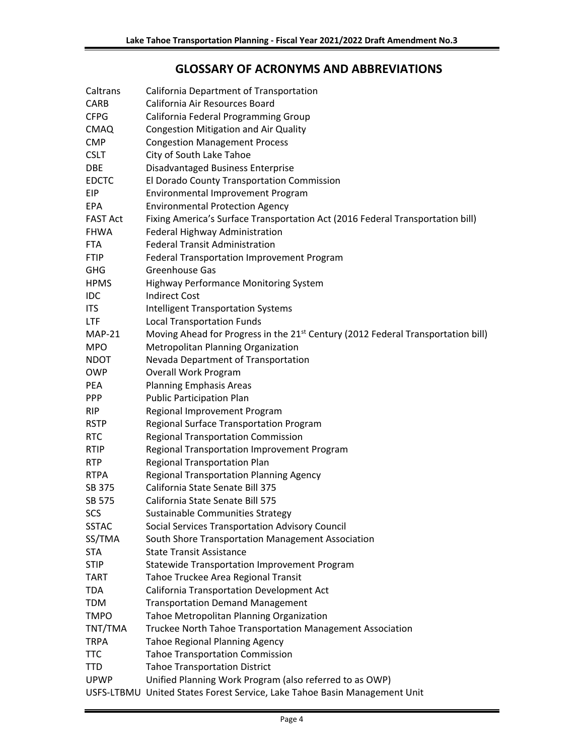# GLOSSARY OF ACRONYMS AND ABBREVIATIONS

| | |
|---|---|
| Caltrans | California Department of Transportation |
| CARB | California Air Resources Board |
| CFPG | California Federal Programming Group |
| CMAQ | Congestion Mitigation and Air Quality |
| CMP | Congestion Management Process |
| CSLT | City of South Lake Tahoe |
| DBE | Disadvantaged Business Enterprise |
| EDCTC | El Dorado County Transportation Commission |
| EIP | Environmental Improvement Program |
| EPA | Environmental Protection Agency |
| FAST Act | Fixing America's Surface Transportation Act (2016 Federal Transportation bill) |
| FHWA | Federal Highway Administration |
| FTA | Federal Transit Administration |
| FTIP | Federal Transportation Improvement Program |
| GHG | Greenhouse Gas |
| HPMS | Highway Performance Monitoring System |
| IDC | Indirect Cost |
| ITS | Intelligent Transportation Systems |
| LTF | Local Transportation Funds |
| MAP-21 | Moving Ahead for Progress in the 21st Century (2012 Federal Transportation bill) |
| MPO | Metropolitan Planning Organization |
| NDOT | Nevada Department of Transportation |
| OWP | Overall Work Program |
| PEA | Planning Emphasis Areas |
| PPP | Public Participation Plan |
| RIP | Regional Improvement Program |
| RSTP | Regional Surface Transportation Program |
| RTC | Regional Transportation Commission |
| RTIP | Regional Transportation Improvement Program |
| RTP | Regional Transportation Plan |
| RTPA | Regional Transportation Planning Agency |
| SB 375 | California State Senate Bill 375 |
| SB 575 | California State Senate Bill 575 |
| SCS | Sustainable Communities Strategy |
| SSTAC | Social Services Transportation Advisory Council |
| SS/TMA | South Shore Transportation Management Association |
| STA | State Transit Assistance |
| STIP | Statewide Transportation Improvement Program |
| TART | Tahoe Truckee Area Regional Transit |
| TDA | California Transportation Development Act |
| TDM | Transportation Demand Management |
| TMPO | Tahoe Metropolitan Planning Organization |
| TNT/TMA | Truckee North Tahoe Transportation Management Association |
| TRPA | Tahoe Regional Planning Agency |
| TTC | Tahoe Transportation Commission |
| TTD | Tahoe Transportation District |
| UPWP | Unified Planning Work Program (also referred to as OWP) |
| USFS-LTBMU | United States Forest Service, Lake Tahoe Basin Management Unit |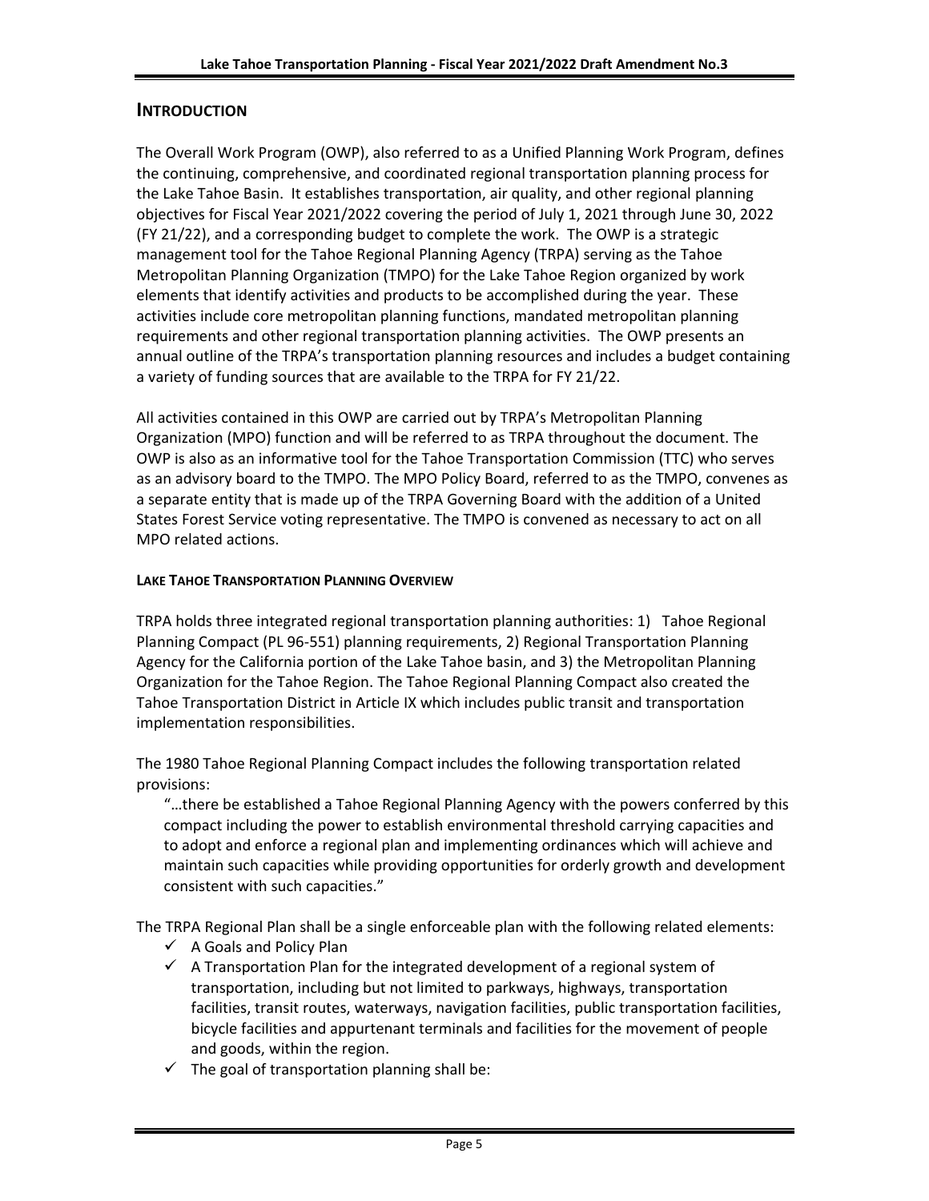## INTRODUCTION

The Overall Work Program (OWP), also referred to as a Unified Planning Work Program, defines the continuing, comprehensive, and coordinated regional transportation planning process for the Lake Tahoe Basin. It establishes transportation, air quality, and other regional planning objectives for Fiscal Year 2021/2022 covering the period of July 1, 2021 through June 30, 2022 (FY 21/22), and a corresponding budget to complete the work. The OWP is a strategic management tool for the Tahoe Regional Planning Agency (TRPA) serving as the Tahoe Metropolitan Planning Organization (TMPO) for the Lake Tahoe Region organized by work elements that identify activities and products to be accomplished during the year. These activities include core metropolitan planning functions, mandated metropolitan planning requirements and other regional transportation planning activities. The OWP presents an annual outline of the TRPA's transportation planning resources and includes a budget containing a variety of funding sources that are available to the TRPA for FY 21/22.

All activities contained in this OWP are carried out by TRPA's Metropolitan Planning Organization (MPO) function and will be referred to as TRPA throughout the document. The OWP is also as an informative tool for the Tahoe Transportation Commission (TTC) who serves as an advisory board to the TMPO. The MPO Policy Board, referred to as the TMPO, convenes as a separate entity that is made up of the TRPA Governing Board with the addition of a United States Forest Service voting representative. The TMPO is convened as necessary to act on all MPO related actions.

#### LAKE TAHOE TRANSPORTATION PLANNING OVERVIEW

TRPA holds three integrated regional transportation planning authorities: 1) Tahoe Regional Planning Compact (PL 96-551) planning requirements, 2) Regional Transportation Planning Agency for the California portion of the Lake Tahoe basin, and 3) the Metropolitan Planning Organization for the Tahoe Region. The Tahoe Regional Planning Compact also created the Tahoe Transportation District in Article IX which includes public transit and transportation implementation responsibilities.

The 1980 Tahoe Regional Planning Compact includes the following transportation related provisions:

> "…there be established a Tahoe Regional Planning Agency with the powers conferred by this compact including the power to establish environmental threshold carrying capacities and to adopt and enforce a regional plan and implementing ordinances which will achieve and maintain such capacities while providing opportunities for orderly growth and development consistent with such capacities."

The TRPA Regional Plan shall be a single enforceable plan with the following related elements:

- ✓ A Goals and Policy Plan
- ✓ A Transportation Plan for the integrated development of a regional system of transportation, including but not limited to parkways, highways, transportation facilities, transit routes, waterways, navigation facilities, public transportation facilities, bicycle facilities and appurtenant terminals and facilities for the movement of people and goods, within the region.
- ✓ The goal of transportation planning shall be: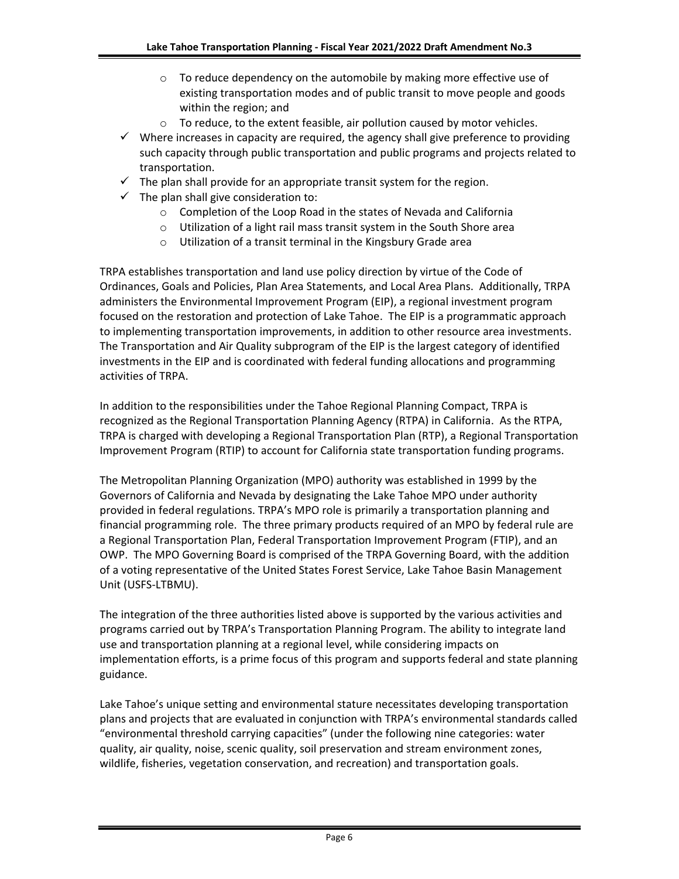- To reduce dependency on the automobile by making more effective use of existing transportation modes and of public transit to move people and goods within the region; and
    - To reduce, to the extent feasible, air pollution caused by motor vehicles.
- ✓ Where increases in capacity are required, the agency shall give preference to providing such capacity through public transportation and public programs and projects related to transportation.
- ✓ The plan shall provide for an appropriate transit system for the region.
- ✓ The plan shall give consideration to:
    - Completion of the Loop Road in the states of Nevada and California
    - Utilization of a light rail mass transit system in the South Shore area
    - Utilization of a transit terminal in the Kingsbury Grade area

TRPA establishes transportation and land use policy direction by virtue of the Code of Ordinances, Goals and Policies, Plan Area Statements, and Local Area Plans. Additionally, TRPA administers the Environmental Improvement Program (EIP), a regional investment program focused on the restoration and protection of Lake Tahoe. The EIP is a programmatic approach to implementing transportation improvements, in addition to other resource area investments. The Transportation and Air Quality subprogram of the EIP is the largest category of identified investments in the EIP and is coordinated with federal funding allocations and programming activities of TRPA.

In addition to the responsibilities under the Tahoe Regional Planning Compact, TRPA is recognized as the Regional Transportation Planning Agency (RTPA) in California. As the RTPA, TRPA is charged with developing a Regional Transportation Plan (RTP), a Regional Transportation Improvement Program (RTIP) to account for California state transportation funding programs.

The Metropolitan Planning Organization (MPO) authority was established in 1999 by the Governors of California and Nevada by designating the Lake Tahoe MPO under authority provided in federal regulations. TRPA's MPO role is primarily a transportation planning and financial programming role. The three primary products required of an MPO by federal rule are a Regional Transportation Plan, Federal Transportation Improvement Program (FTIP), and an OWP. The MPO Governing Board is comprised of the TRPA Governing Board, with the addition of a voting representative of the United States Forest Service, Lake Tahoe Basin Management Unit (USFS-LTBMU).

The integration of the three authorities listed above is supported by the various activities and programs carried out by TRPA's Transportation Planning Program. The ability to integrate land use and transportation planning at a regional level, while considering impacts on implementation efforts, is a prime focus of this program and supports federal and state planning guidance.

Lake Tahoe's unique setting and environmental stature necessitates developing transportation plans and projects that are evaluated in conjunction with TRPA's environmental standards called "environmental threshold carrying capacities" (under the following nine categories: water quality, air quality, noise, scenic quality, soil preservation and stream environment zones, wildlife, fisheries, vegetation conservation, and recreation) and transportation goals.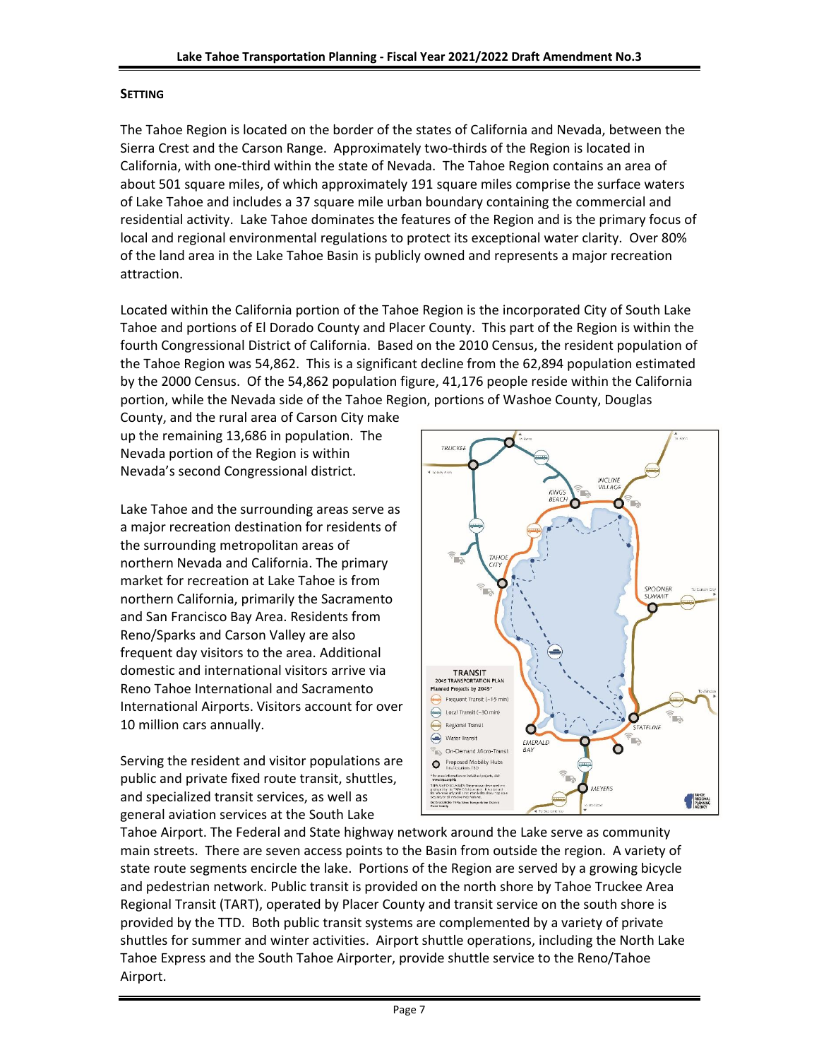## SETTING

The Tahoe Region is located on the border of the states of California and Nevada, between the Sierra Crest and the Carson Range. Approximately two-thirds of the Region is located in California, with one-third within the state of Nevada. The Tahoe Region contains an area of about 501 square miles, of which approximately 191 square miles comprise the surface waters of Lake Tahoe and includes a 37 square mile urban boundary containing the commercial and residential activity. Lake Tahoe dominates the features of the Region and is the primary focus of local and regional environmental regulations to protect its exceptional water clarity. Over 80% of the land area in the Lake Tahoe Basin is publicly owned and represents a major recreation attraction.

Located within the California portion of the Tahoe Region is the incorporated City of South Lake Tahoe and portions of El Dorado County and Placer County. This part of the Region is within the fourth Congressional District of California. Based on the 2010 Census, the resident population of the Tahoe Region was 54,862. This is a significant decline from the 62,894 population estimated by the 2000 Census. Of the 54,862 population figure, 41,176 people reside within the California portion, while the Nevada side of the Tahoe Region, portions of Washoe County, Douglas County, and the rural area of Carson City make up the remaining 13,686 in population. The Nevada portion of the Region is within Nevada's second Congressional district.

Lake Tahoe and the surrounding areas serve as a major recreation destination for residents of the surrounding metropolitan areas of northern Nevada and California. The primary market for recreation at Lake Tahoe is from northern California, primarily the Sacramento and San Francisco Bay Area. Residents from Reno/Sparks and Carson Valley are also frequent day visitors to the area. Additional domestic and international visitors arrive via Reno Tahoe International and Sacramento International Airports. Visitors account for over 10 million cars annually.

Serving the resident and visitor populations are public and private fixed route transit, shuttles, and specialized transit services, as well as general aviation services at the South Lake Tahoe Airport. The Federal and State highway network around the Lake serve as community main streets. There are seven access points to the Basin from outside the region. A variety of state route segments encircle the lake. Portions of the Region are served by a growing bicycle and pedestrian network. Public transit is provided on the north shore by Tahoe Truckee Area Regional Transit (TART), operated by Placer County and transit service on the south shore is provided by the TTD. Both public transit systems are complemented by a variety of private shuttles for summer and winter activities. Airport shuttle operations, including the North Lake Tahoe Express and the South Tahoe Airporter, provide shuttle service to the Reno/Tahoe Airport.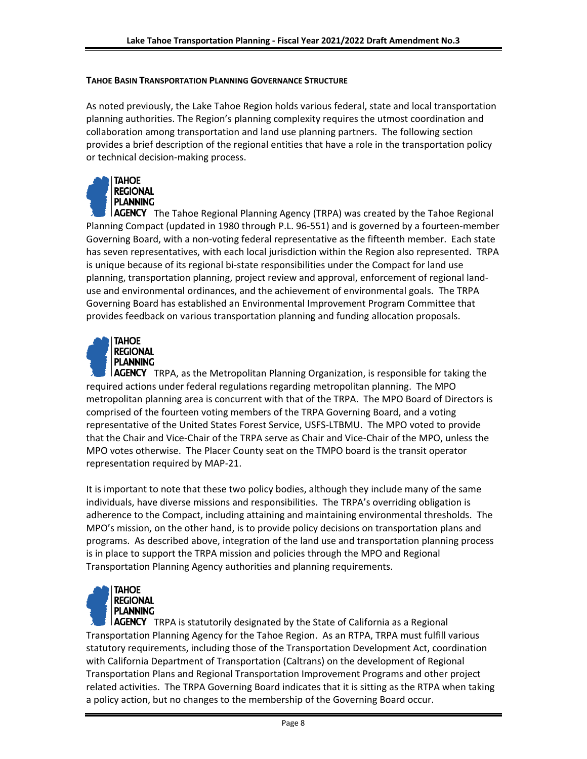**TAHOE BASIN TRANSPORTATION PLANNING GOVERNANCE STRUCTURE**

As noted previously, the Lake Tahoe Region holds various federal, state and local transportation planning authorities. The Region's planning complexity requires the utmost coordination and collaboration among transportation and land use planning partners. The following section provides a brief description of the regional entities that have a role in the transportation policy or technical decision-making process.

TAHOE REGIONAL PLANNING AGENCY The Tahoe Regional Planning Agency (TRPA) was created by the Tahoe Regional Planning Compact (updated in 1980 through P.L. 96-551) and is governed by a fourteen-member Governing Board, with a non-voting federal representative as the fifteenth member. Each state has seven representatives, with each local jurisdiction within the Region also represented. TRPA is unique because of its regional bi-state responsibilities under the Compact for land use planning, transportation planning, project review and approval, enforcement of regional land-use and environmental ordinances, and the achievement of environmental goals. The TRPA Governing Board has established an Environmental Improvement Program Committee that provides feedback on various transportation planning and funding allocation proposals.

TAHOE REGIONAL PLANNING AGENCY TRPA, as the Metropolitan Planning Organization, is responsible for taking the required actions under federal regulations regarding metropolitan planning. The MPO metropolitan planning area is concurrent with that of the TRPA. The MPO Board of Directors is comprised of the fourteen voting members of the TRPA Governing Board, and a voting representative of the United States Forest Service, USFS-LTBMU. The MPO voted to provide that the Chair and Vice-Chair of the TRPA serve as Chair and Vice-Chair of the MPO, unless the MPO votes otherwise. The Placer County seat on the TMPO board is the transit operator representation required by MAP-21.

It is important to note that these two policy bodies, although they include many of the same individuals, have diverse missions and responsibilities. The TRPA's overriding obligation is adherence to the Compact, including attaining and maintaining environmental thresholds. The MPO's mission, on the other hand, is to provide policy decisions on transportation plans and programs. As described above, integration of the land use and transportation planning process is in place to support the TRPA mission and policies through the MPO and Regional Transportation Planning Agency authorities and planning requirements.

TAHOE REGIONAL PLANNING AGENCY TRPA is statutorily designated by the State of California as a Regional Transportation Planning Agency for the Tahoe Region. As an RTPA, TRPA must fulfill various statutory requirements, including those of the Transportation Development Act, coordination with California Department of Transportation (Caltrans) on the development of Regional Transportation Plans and Regional Transportation Improvement Programs and other project related activities. The TRPA Governing Board indicates that it is sitting as the RTPA when taking a policy action, but no changes to the membership of the Governing Board occur.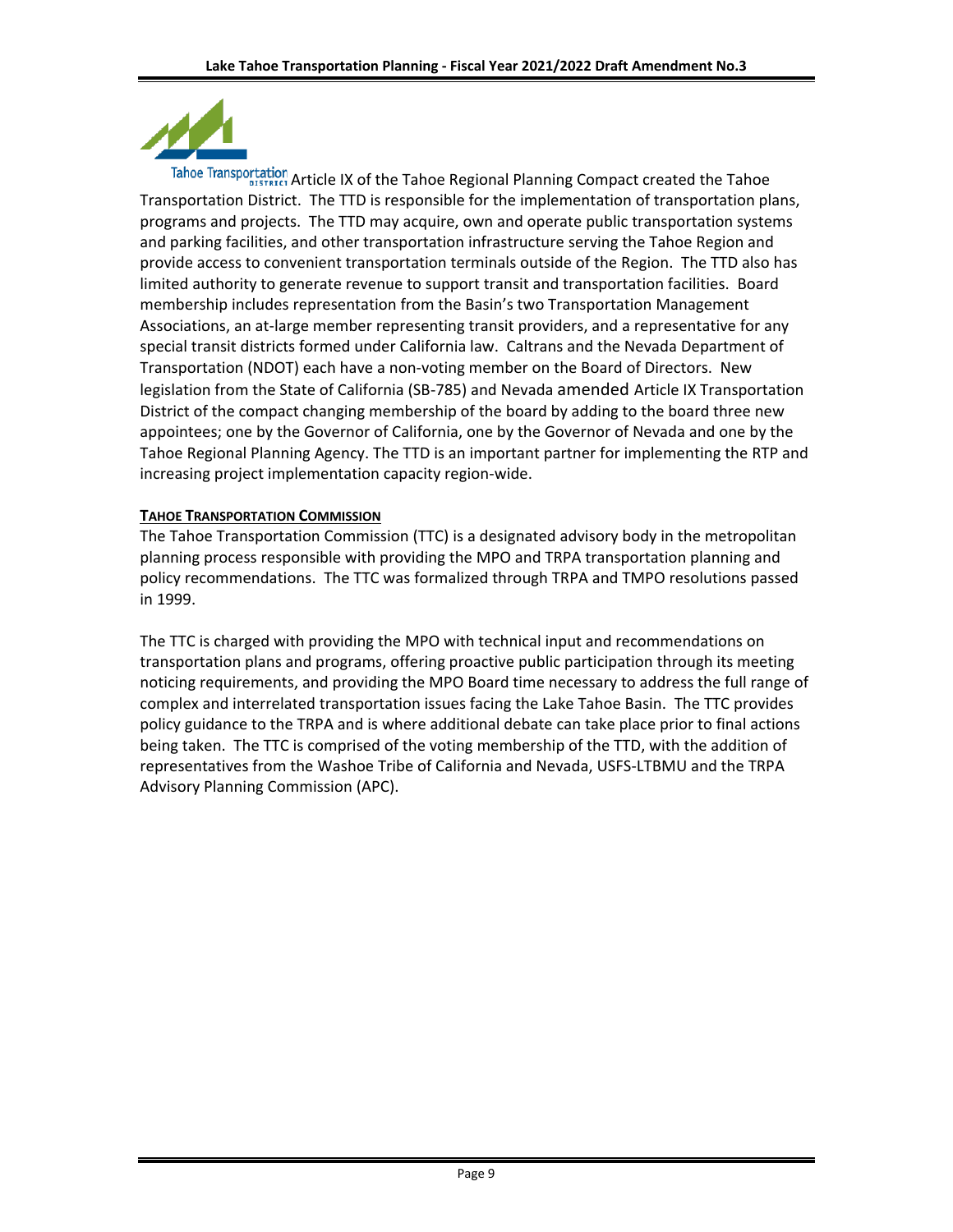Article IX of the Tahoe Regional Planning Compact created the Tahoe Transportation District. The TTD is responsible for the implementation of transportation plans, programs and projects. The TTD may acquire, own and operate public transportation systems and parking facilities, and other transportation infrastructure serving the Tahoe Region and provide access to convenient transportation terminals outside of the Region. The TTD also has limited authority to generate revenue to support transit and transportation facilities. Board membership includes representation from the Basin's two Transportation Management Associations, an at-large member representing transit providers, and a representative for any special transit districts formed under California law. Caltrans and the Nevada Department of Transportation (NDOT) each have a non-voting member on the Board of Directors. New legislation from the State of California (SB-785) and Nevada amended Article IX Transportation District of the compact changing membership of the board by adding to the board three new appointees; one by the Governor of California, one by the Governor of Nevada and one by the Tahoe Regional Planning Agency. The TTD is an important partner for implementing the RTP and increasing project implementation capacity region-wide.

## TAHOE TRANSPORTATION COMMISSION

The Tahoe Transportation Commission (TTC) is a designated advisory body in the metropolitan planning process responsible with providing the MPO and TRPA transportation planning and policy recommendations. The TTC was formalized through TRPA and TMPO resolutions passed in 1999.

The TTC is charged with providing the MPO with technical input and recommendations on transportation plans and programs, offering proactive public participation through its meeting noticing requirements, and providing the MPO Board time necessary to address the full range of complex and interrelated transportation issues facing the Lake Tahoe Basin. The TTC provides policy guidance to the TRPA and is where additional debate can take place prior to final actions being taken. The TTC is comprised of the voting membership of the TTD, with the addition of representatives from the Washoe Tribe of California and Nevada, USFS-LTBMU and the TRPA Advisory Planning Commission (APC).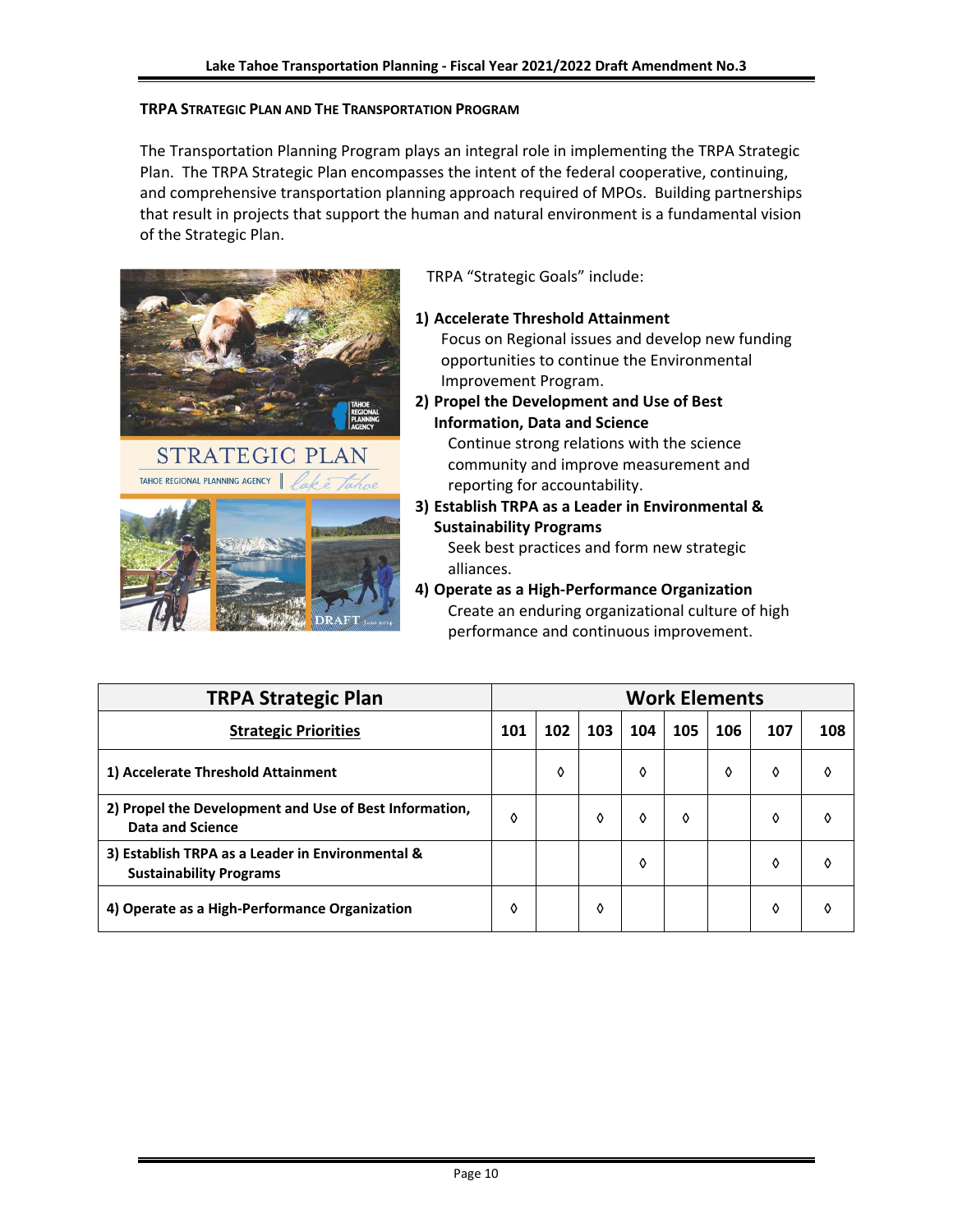**TRPA Strategic Plan and The Transportation Program**

The Transportation Planning Program plays an integral role in implementing the TRPA Strategic Plan. The TRPA Strategic Plan encompasses the intent of the federal cooperative, continuing, and comprehensive transportation planning approach required of MPOs. Building partnerships that result in projects that support the human and natural environment is a fundamental vision of the Strategic Plan.

TRPA "Strategic Goals" include:

1) **Accelerate Threshold Attainment**
   Focus on Regional issues and develop new funding opportunities to continue the Environmental Improvement Program.
2) **Propel the Development and Use of Best Information, Data and Science**
   Continue strong relations with the science community and improve measurement and reporting for accountability.
3) **Establish TRPA as a Leader in Environmental & Sustainability Programs**
   Seek best practices and form new strategic alliances.
4) **Operate as a High-Performance Organization**
   Create an enduring organizational culture of high performance and continuous improvement.

| TRPA Strategic Plan | Work Elements | | | | | | | |
|---|---|---|---|---|---|---|---|---|
| **Strategic Priorities** | **101** | **102** | **103** | **104** | **105** | **106** | **107** | **108** |
| **1) Accelerate Threshold Attainment** | | ◊ | | ◊ | | ◊ | ◊ | ◊ |
| **2) Propel the Development and Use of Best Information, Data and Science** | ◊ | | ◊ | ◊ | ◊ | | ◊ | ◊ |
| **3) Establish TRPA as a Leader in Environmental & Sustainability Programs** | | | | ◊ | | | ◊ | ◊ |
| **4) Operate as a High-Performance Organization** | ◊ | | ◊ | | | | ◊ | ◊ |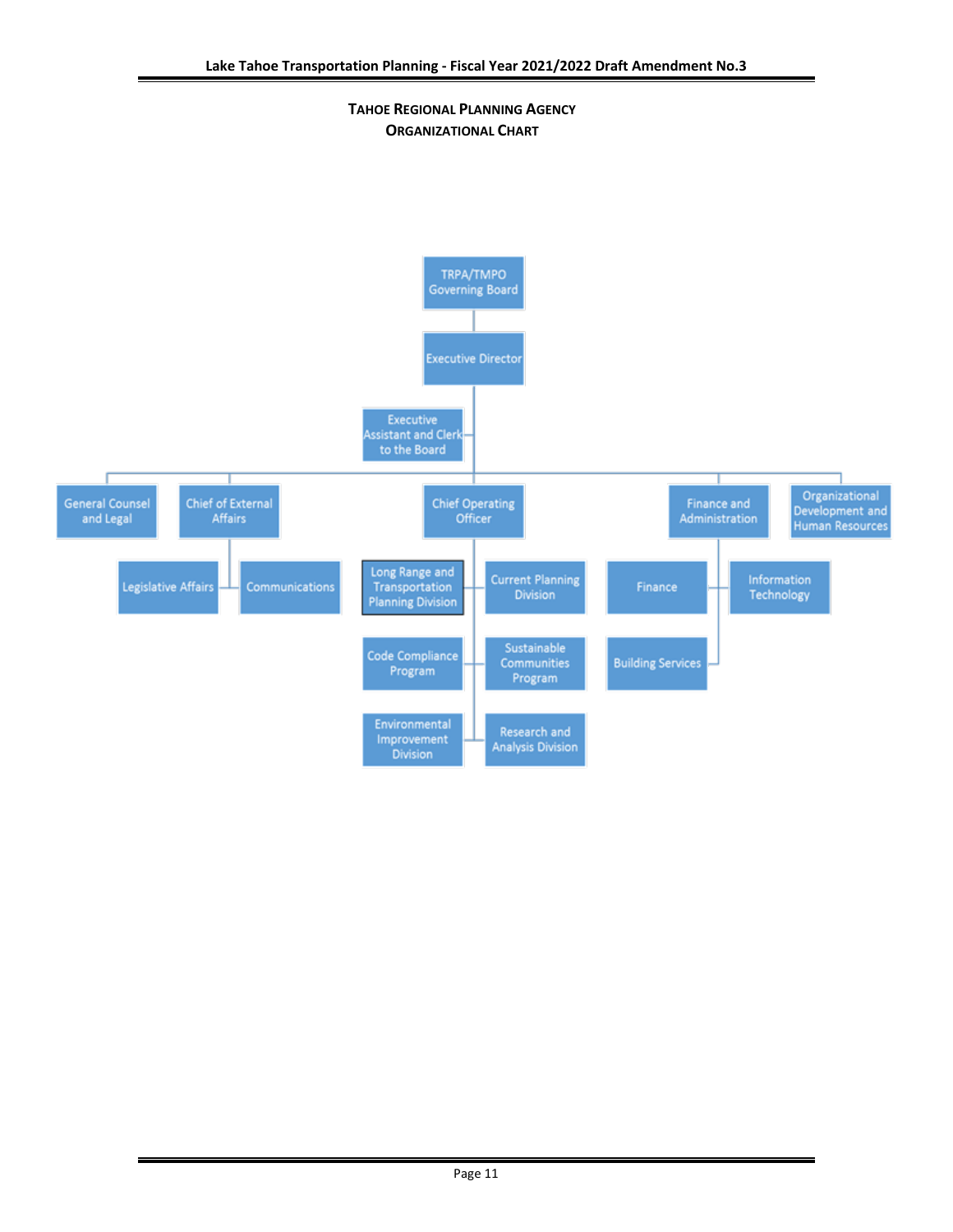## TAHOE REGIONAL PLANNING AGENCY
## ORGANIZATIONAL CHART

- TRPA/TMPO Governing Board
  - Executive Director
    - Executive Assistant and Clerk to the Board
    - General Counsel and Legal
    - Chief of External Affairs
      - Legislative Affairs
      - Communications
    - Chief Operating Officer
      - Long Range and Transportation Planning Division
      - Current Planning Division
      - Code Compliance Program
      - Sustainable Communities Program
      - Environmental Improvement Division
      - Research and Analysis Division
    - Finance and Administration
      - Finance
      - Information Technology
      - Building Services
    - Organizational Development and Human Resources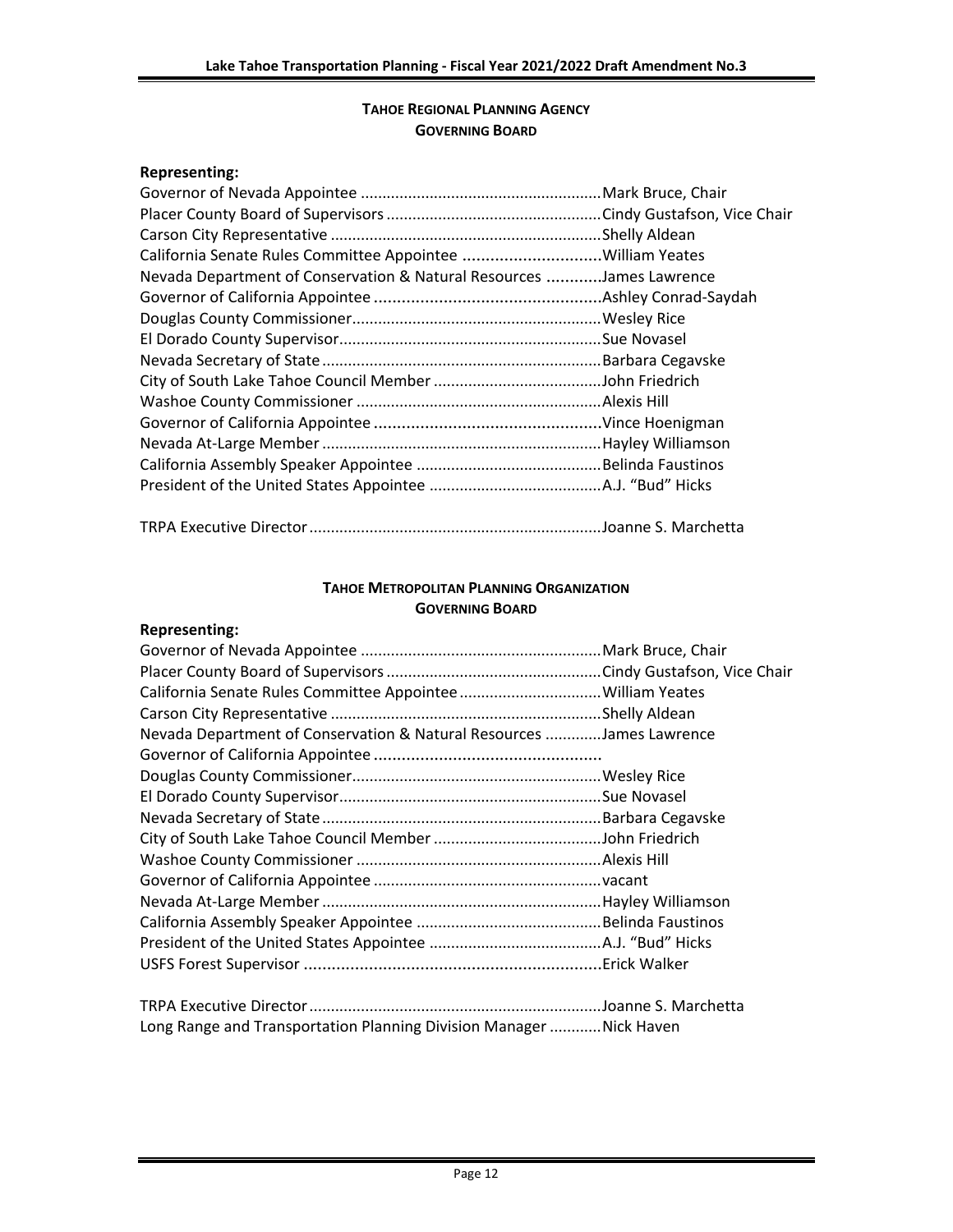## TAHOE REGIONAL PLANNING AGENCY GOVERNING BOARD

**Representing:**

Governor of Nevada Appointee ........................................................Mark Bruce, Chair
Placer County Board of Supervisors ..................................................Cindy Gustafson, Vice Chair
Carson City Representative ..............................................................Shelly Aldean
California Senate Rules Committee Appointee ..............................William Yeates
Nevada Department of Conservation & Natural Resources ............James Lawrence
Governor of California Appointee ..................................................Ashley Conrad-Saydah
Douglas County Commissioner..........................................................Wesley Rice
El Dorado County Supervisor.............................................................Sue Novasel
Nevada Secretary of State.................................................................Barbara Cegavske
City of South Lake Tahoe Council Member .......................................John Friedrich
Washoe County Commissioner .........................................................Alexis Hill
Governor of California Appointee ..................................................Vince Hoenigman
Nevada At-Large Member .................................................................Hayley Williamson
California Assembly Speaker Appointee ...........................................Belinda Faustinos
President of the United States Appointee ........................................A.J. "Bud" Hicks

TRPA Executive Director....................................................................Joanne S. Marchetta

## TAHOE METROPOLITAN PLANNING ORGANIZATION GOVERNING BOARD

**Representing:**

Governor of Nevada Appointee ........................................................Mark Bruce, Chair
Placer County Board of Supervisors ..................................................Cindy Gustafson, Vice Chair
California Senate Rules Committee Appointee .................................William Yeates
Carson City Representative ..............................................................Shelly Aldean
Nevada Department of Conservation & Natural Resources .............James Lawrence
Governor of California Appointee ..................................................
Douglas County Commissioner..........................................................Wesley Rice
El Dorado County Supervisor.............................................................Sue Novasel
Nevada Secretary of State.................................................................Barbara Cegavske
City of South Lake Tahoe Council Member .......................................John Friedrich
Washoe County Commissioner .........................................................Alexis Hill
Governor of California Appointee .....................................................vacant
Nevada At-Large Member .................................................................Hayley Williamson
California Assembly Speaker Appointee ...........................................Belinda Faustinos
President of the United States Appointee ........................................A.J. "Bud" Hicks
USFS Forest Supervisor .................................................................Erick Walker

TRPA Executive Director....................................................................Joanne S. Marchetta
Long Range and Transportation Planning Division Manager ............Nick Haven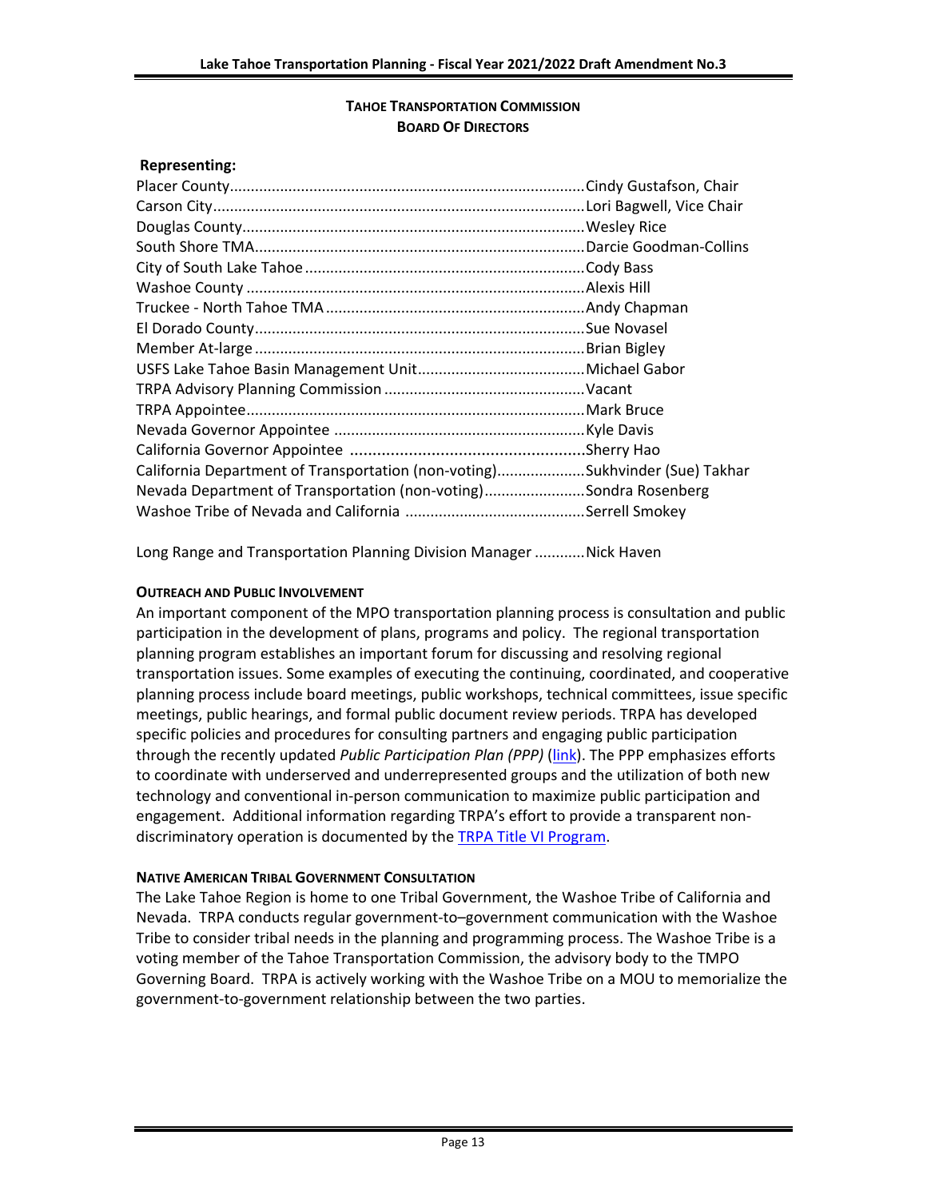## TAHOE TRANSPORTATION COMMISSION
## BOARD OF DIRECTORS

**Representing:**

Placer County....................................................................................Cindy Gustafson, Chair
Carson City........................................................................................Lori Bagwell, Vice Chair
Douglas County.................................................................................Wesley Rice
South Shore TMA..............................................................................Darcie Goodman-Collins
City of South Lake Tahoe..................................................................Cody Bass
Washoe County.................................................................................Alexis Hill
Truckee - North Tahoe TMA.............................................................Andy Chapman
El Dorado County..............................................................................Sue Novasel
Member At-large...............................................................................Brian Bigley
USFS Lake Tahoe Basin Management Unit........................................Michael Gabor
TRPA Advisory Planning Commission................................................Vacant
TRPA Appointee................................................................................Mark Bruce
Nevada Governor Appointee...........................................................Kyle Davis
California Governor Appointee.......................................................Sherry Hao
California Department of Transportation (non-voting)....................Sukhvinder (Sue) Takhar
Nevada Department of Transportation (non-voting)........................Sondra Rosenberg
Washoe Tribe of Nevada and California...........................................Serrell Smokey

Long Range and Transportation Planning Division Manager............Nick Haven

### OUTREACH AND PUBLIC INVOLVEMENT

An important component of the MPO transportation planning process is consultation and public participation in the development of plans, programs and policy. The regional transportation planning program establishes an important forum for discussing and resolving regional transportation issues. Some examples of executing the continuing, coordinated, and cooperative planning process include board meetings, public workshops, technical committees, issue specific meetings, public hearings, and formal public document review periods. TRPA has developed specific policies and procedures for consulting partners and engaging public participation through the recently updated *Public Participation Plan (PPP)* (link). The PPP emphasizes efforts to coordinate with underserved and underrepresented groups and the utilization of both new technology and conventional in-person communication to maximize public participation and engagement. Additional information regarding TRPA's effort to provide a transparent non-discriminatory operation is documented by the TRPA Title VI Program.

### NATIVE AMERICAN TRIBAL GOVERNMENT CONSULTATION

The Lake Tahoe Region is home to one Tribal Government, the Washoe Tribe of California and Nevada. TRPA conducts regular government-to–government communication with the Washoe Tribe to consider tribal needs in the planning and programming process. The Washoe Tribe is a voting member of the Tahoe Transportation Commission, the advisory body to the TMPO Governing Board. TRPA is actively working with the Washoe Tribe on a MOU to memorialize the government-to-government relationship between the two parties.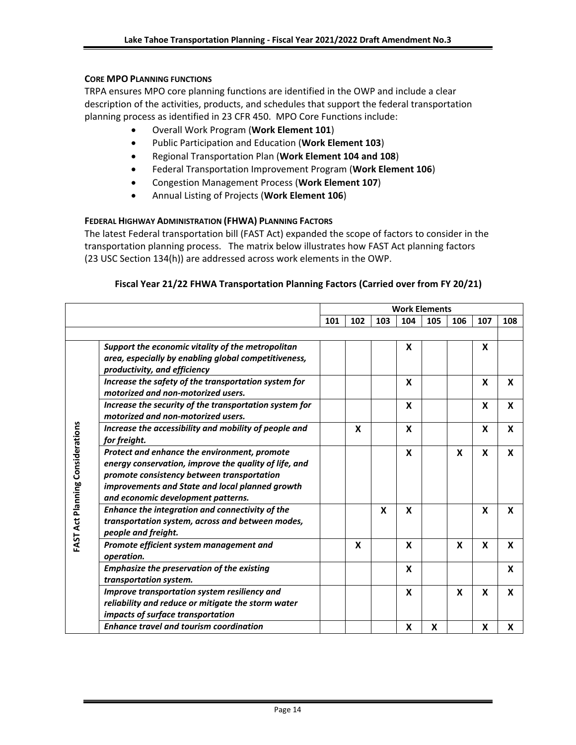### CORE MPO PLANNING FUNCTIONS

TRPA ensures MPO core planning functions are identified in the OWP and include a clear description of the activities, products, and schedules that support the federal transportation planning process as identified in 23 CFR 450. MPO Core Functions include:

- Overall Work Program (**Work Element 101**)
- Public Participation and Education (**Work Element 103**)
- Regional Transportation Plan (**Work Element 104 and 108**)
- Federal Transportation Improvement Program (**Work Element 106**)
- Congestion Management Process (**Work Element 107**)
- Annual Listing of Projects (**Work Element 106**)

### FEDERAL HIGHWAY ADMINISTRATION (FHWA) PLANNING FACTORS

The latest Federal transportation bill (FAST Act) expanded the scope of factors to consider in the transportation planning process. The matrix below illustrates how FAST Act planning factors (23 USC Section 134(h)) are addressed across work elements in the OWP.

**Fiscal Year 21/22 FHWA Transportation Planning Factors (Carried over from FY 20/21)**

| | | Work Elements | | | | | | | |
|---|---|---|---|---|---|---|---|---|---|
| | | 101 | 102 | 103 | 104 | 105 | 106 | 107 | 108 |
| **FAST Act Planning Considerations** | ***Support the economic vitality of the metropolitan area, especially by enabling global competitiveness, productivity, and efficiency*** | | | | X | | | X | |
| | ***Increase the safety of the transportation system for motorized and non-motorized users.*** | | | | X | | | X | X |
| | ***Increase the security of the transportation system for motorized and non-motorized users.*** | | | | X | | | X | X |
| | ***Increase the accessibility and mobility of people and for freight.*** | | X | | X | | | X | X |
| | ***Protect and enhance the environment, promote energy conservation, improve the quality of life, and promote consistency between transportation improvements and State and local planned growth and economic development patterns.*** | | | | X | | X | X | X |
| | ***Enhance the integration and connectivity of the transportation system, across and between modes, people and freight.*** | | | X | X | | | X | X |
| | ***Promote efficient system management and operation.*** | | X | | X | | X | X | X |
| | ***Emphasize the preservation of the existing transportation system.*** | | | | X | | | | X |
| | ***Improve transportation system resiliency and reliability and reduce or mitigate the storm water impacts of surface transportation*** | | | | X | | X | X | X |
| | ***Enhance travel and tourism coordination*** | | | | X | X | | X | X |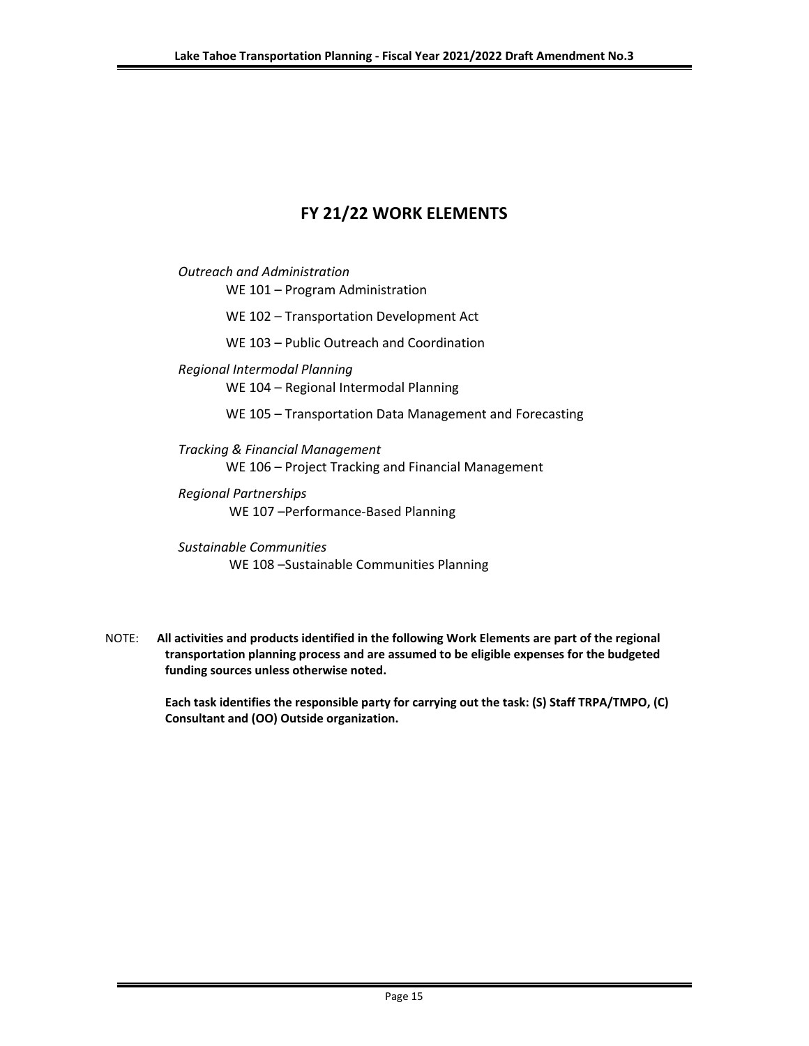# FY 21/22 WORK ELEMENTS

*Outreach and Administration*

- WE 101 – Program Administration
- WE 102 – Transportation Development Act
- WE 103 – Public Outreach and Coordination

*Regional Intermodal Planning*

- WE 104 – Regional Intermodal Planning
- WE 105 – Transportation Data Management and Forecasting

*Tracking & Financial Management*

- WE 106 – Project Tracking and Financial Management

*Regional Partnerships*

- WE 107 –Performance-Based Planning

*Sustainable Communities*

- WE 108 –Sustainable Communities Planning

NOTE: **All activities and products identified in the following Work Elements are part of the regional transportation planning process and are assumed to be eligible expenses for the budgeted funding sources unless otherwise noted.**

**Each task identifies the responsible party for carrying out the task: (S) Staff TRPA/TMPO, (C) Consultant and (OO) Outside organization.**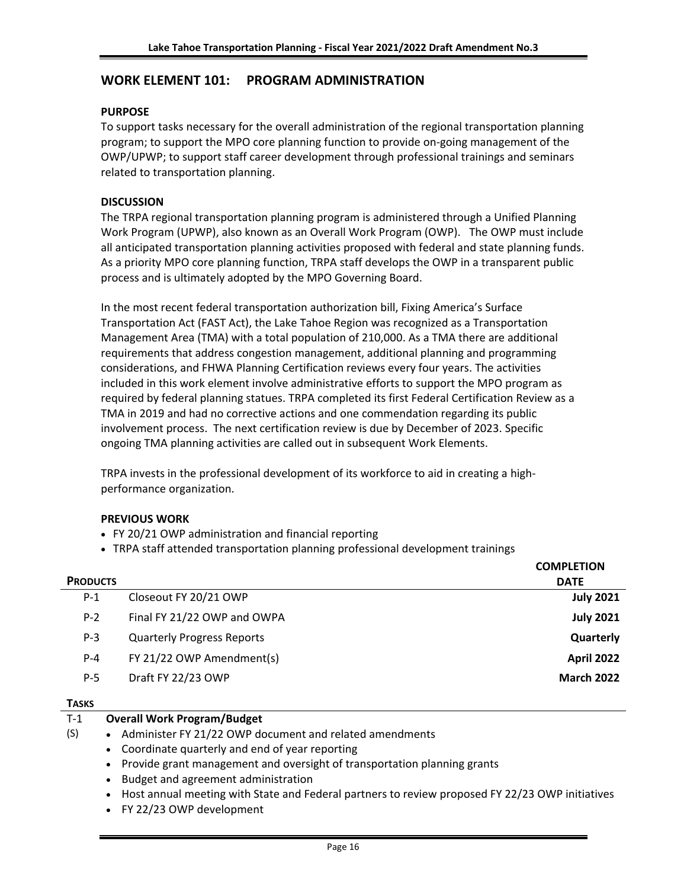## WORK ELEMENT 101: PROGRAM ADMINISTRATION

**PURPOSE**

To support tasks necessary for the overall administration of the regional transportation planning program; to support the MPO core planning function to provide on-going management of the OWP/UPWP; to support staff career development through professional trainings and seminars related to transportation planning.

**DISCUSSION**

The TRPA regional transportation planning program is administered through a Unified Planning Work Program (UPWP), also known as an Overall Work Program (OWP). The OWP must include all anticipated transportation planning activities proposed with federal and state planning funds. As a priority MPO core planning function, TRPA staff develops the OWP in a transparent public process and is ultimately adopted by the MPO Governing Board.

In the most recent federal transportation authorization bill, Fixing America's Surface Transportation Act (FAST Act), the Lake Tahoe Region was recognized as a Transportation Management Area (TMA) with a total population of 210,000. As a TMA there are additional requirements that address congestion management, additional planning and programming considerations, and FHWA Planning Certification reviews every four years. The activities included in this work element involve administrative efforts to support the MPO program as required by federal planning statues. TRPA completed its first Federal Certification Review as a TMA in 2019 and had no corrective actions and one commendation regarding its public involvement process. The next certification review is due by December of 2023. Specific ongoing TMA planning activities are called out in subsequent Work Elements.

TRPA invests in the professional development of its workforce to aid in creating a high-performance organization.

**PREVIOUS WORK**

- FY 20/21 OWP administration and financial reporting
- TRPA staff attended transportation planning professional development trainings

| **PRODUCTS** | | **COMPLETION DATE** |
|---|---|---|
| P-1 | Closeout FY 20/21 OWP | **July 2021** |
| P-2 | Final FY 21/22 OWP and OWPA | **July 2021** |
| P-3 | Quarterly Progress Reports | **Quarterly** |
| P-4 | FY 21/22 OWP Amendment(s) | **April 2022** |
| P-5 | Draft FY 22/23 OWP | **March 2022** |

**TASKS**

T-1 (S) **Overall Work Program/Budget**

- Administer FY 21/22 OWP document and related amendments
- Coordinate quarterly and end of year reporting
- Provide grant management and oversight of transportation planning grants
- Budget and agreement administration
- Host annual meeting with State and Federal partners to review proposed FY 22/23 OWP initiatives
- FY 22/23 OWP development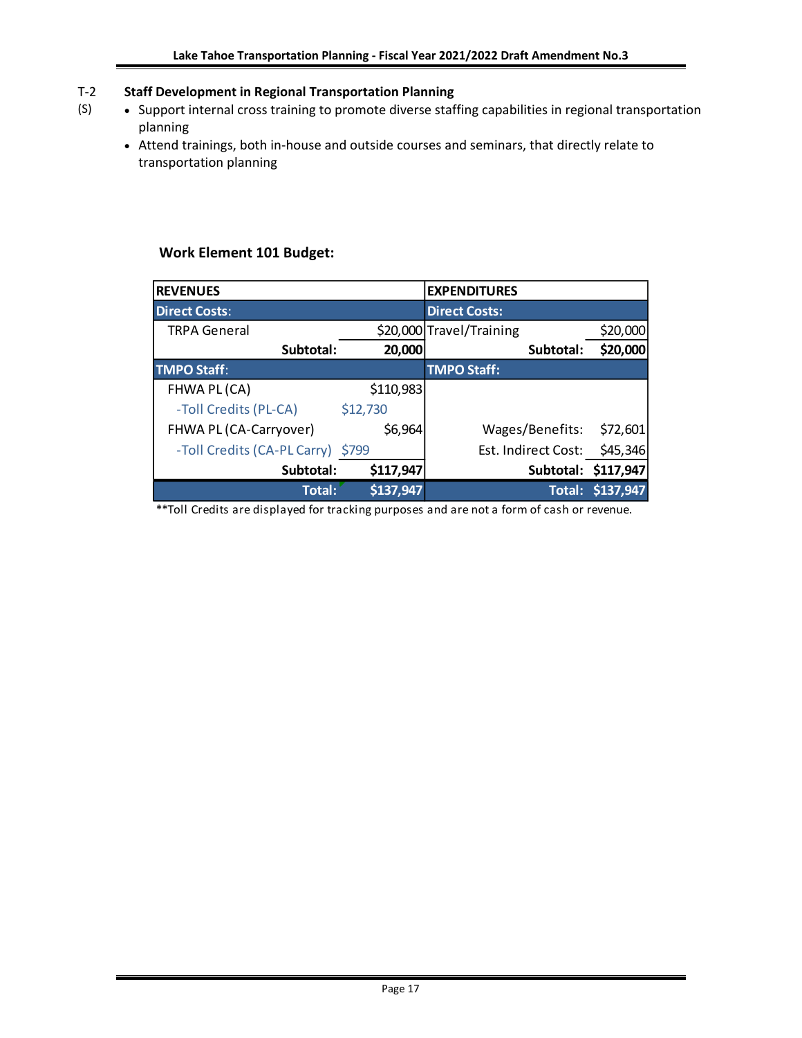T-2 (S) **Staff Development in Regional Transportation Planning**

- Support internal cross training to promote diverse staffing capabilities in regional transportation planning
- Attend trainings, both in-house and outside courses and seminars, that directly relate to transportation planning

### Work Element 101 Budget:

| REVENUES | | | EXPENDITURES | |
|---|---|---|---|---|
| **Direct Costs:** | | | **Direct Costs:** | |
| TRPA General | | $20,000 | Travel/Training | $20,000 |
| **Subtotal:** | | **20,000** | **Subtotal:** | **$20,000** |
| **TMPO Staff:** | | | **TMPO Staff:** | |
| FHWA PL (CA) | | $110,983 | | |
| -Toll Credits (PL-CA) | $12,730 | | | |
| FHWA PL (CA-Carryover) | | $6,964 | Wages/Benefits: | $72,601 |
| -Toll Credits (CA-PL Carry) | $799 | | Est. Indirect Cost: | $45,346 |
| **Subtotal:** | | **$117,947** | **Subtotal:** | **$117,947** |
| **Total:** | | **$137,947** | **Total:** | **$137,947** |

**Toll Credits are displayed for tracking purposes and are not a form of cash or revenue.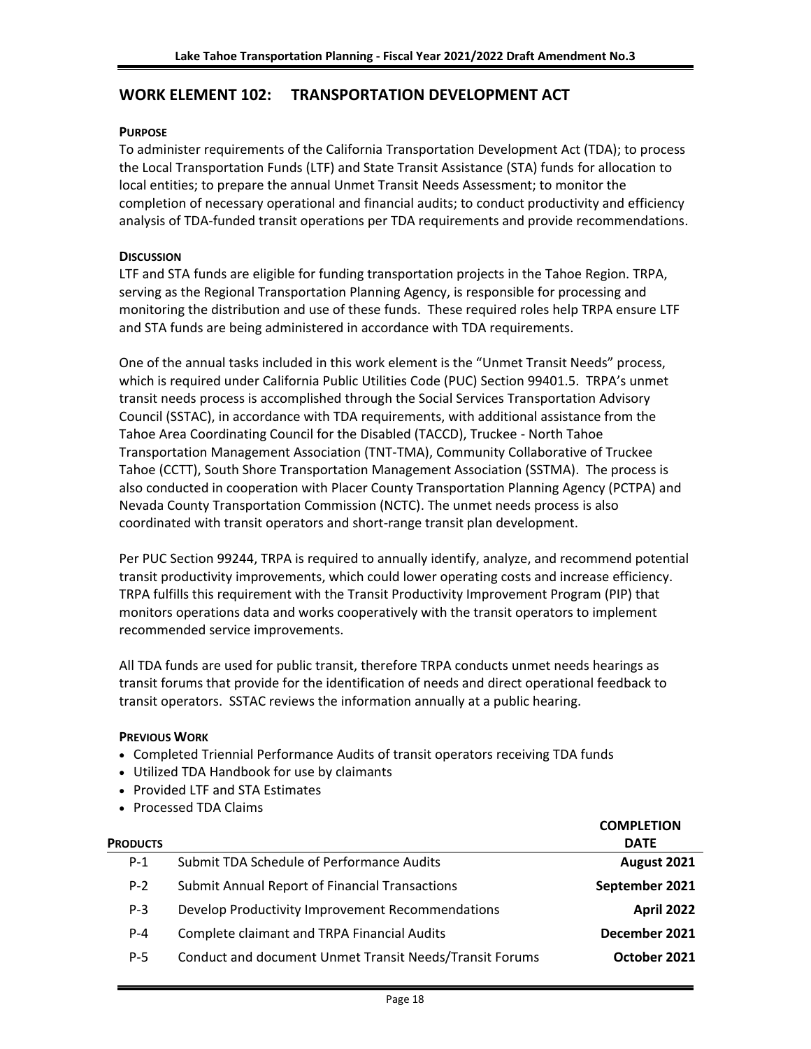## WORK ELEMENT 102: TRANSPORTATION DEVELOPMENT ACT

### PURPOSE

To administer requirements of the California Transportation Development Act (TDA); to process the Local Transportation Funds (LTF) and State Transit Assistance (STA) funds for allocation to local entities; to prepare the annual Unmet Transit Needs Assessment; to monitor the completion of necessary operational and financial audits; to conduct productivity and efficiency analysis of TDA-funded transit operations per TDA requirements and provide recommendations.

### DISCUSSION

LTF and STA funds are eligible for funding transportation projects in the Tahoe Region. TRPA, serving as the Regional Transportation Planning Agency, is responsible for processing and monitoring the distribution and use of these funds. These required roles help TRPA ensure LTF and STA funds are being administered in accordance with TDA requirements.

One of the annual tasks included in this work element is the "Unmet Transit Needs" process, which is required under California Public Utilities Code (PUC) Section 99401.5. TRPA's unmet transit needs process is accomplished through the Social Services Transportation Advisory Council (SSTAC), in accordance with TDA requirements, with additional assistance from the Tahoe Area Coordinating Council for the Disabled (TACCD), Truckee - North Tahoe Transportation Management Association (TNT-TMA), Community Collaborative of Truckee Tahoe (CCTT), South Shore Transportation Management Association (SSTMA). The process is also conducted in cooperation with Placer County Transportation Planning Agency (PCTPA) and Nevada County Transportation Commission (NCTC). The unmet needs process is also coordinated with transit operators and short-range transit plan development.

Per PUC Section 99244, TRPA is required to annually identify, analyze, and recommend potential transit productivity improvements, which could lower operating costs and increase efficiency. TRPA fulfills this requirement with the Transit Productivity Improvement Program (PIP) that monitors operations data and works cooperatively with the transit operators to implement recommended service improvements.

All TDA funds are used for public transit, therefore TRPA conducts unmet needs hearings as transit forums that provide for the identification of needs and direct operational feedback to transit operators. SSTAC reviews the information annually at a public hearing.

### PREVIOUS WORK

- Completed Triennial Performance Audits of transit operators receiving TDA funds
- Utilized TDA Handbook for use by claimants
- Provided LTF and STA Estimates
- Processed TDA Claims

| PRODUCTS | | COMPLETION DATE |
|---|---|---|
| P-1 | Submit TDA Schedule of Performance Audits | **August 2021** |
| P-2 | Submit Annual Report of Financial Transactions | **September 2021** |
| P-3 | Develop Productivity Improvement Recommendations | **April 2022** |
| P-4 | Complete claimant and TRPA Financial Audits | **December 2021** |
| P-5 | Conduct and document Unmet Transit Needs/Transit Forums | **October 2021** |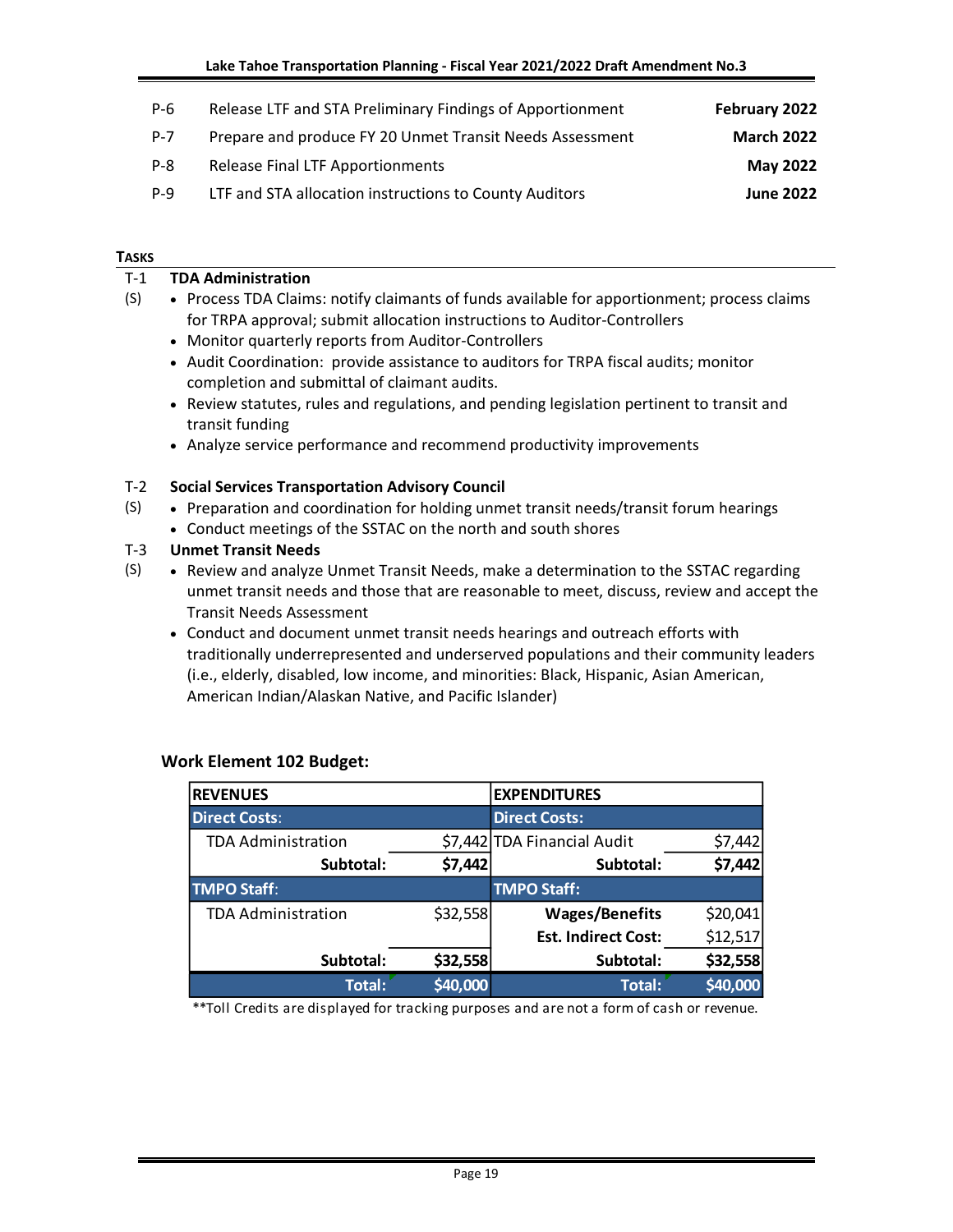| | | |
|---|---|---|
| P-6 | Release LTF and STA Preliminary Findings of Apportionment | **February 2022** |
| P-7 | Prepare and produce FY 20 Unmet Transit Needs Assessment | **March 2022** |
| P-8 | Release Final LTF Apportionments | **May 2022** |
| P-9 | LTF and STA allocation instructions to County Auditors | **June 2022** |

**TASKS**

T-1 (S) **TDA Administration**

- Process TDA Claims: notify claimants of funds available for apportionment; process claims for TRPA approval; submit allocation instructions to Auditor-Controllers
- Monitor quarterly reports from Auditor-Controllers
- Audit Coordination: provide assistance to auditors for TRPA fiscal audits; monitor completion and submittal of claimant audits.
- Review statutes, rules and regulations, and pending legislation pertinent to transit and transit funding
- Analyze service performance and recommend productivity improvements

T-2 (S) **Social Services Transportation Advisory Council**

- Preparation and coordination for holding unmet transit needs/transit forum hearings
- Conduct meetings of the SSTAC on the north and south shores

T-3 (S) **Unmet Transit Needs**

- Review and analyze Unmet Transit Needs, make a determination to the SSTAC regarding unmet transit needs and those that are reasonable to meet, discuss, review and accept the Transit Needs Assessment
- Conduct and document unmet transit needs hearings and outreach efforts with traditionally underrepresented and underserved populations and their community leaders (i.e., elderly, disabled, low income, and minorities: Black, Hispanic, Asian American, American Indian/Alaskan Native, and Pacific Islander)

### Work Element 102 Budget:

| **REVENUES** | | **EXPENDITURES** | |
|---|---|---|---|
| **Direct Costs:** | | **Direct Costs:** | |
| TDA Administration | $7,442 | TDA Financial Audit | $7,442 |
| **Subtotal:** | **$7,442** | **Subtotal:** | **$7,442** |
| **TMPO Staff:** | | **TMPO Staff:** | |
| TDA Administration | $32,558 | **Wages/Benefits** | $20,041 |
| | | **Est. Indirect Cost:** | $12,517 |
| **Subtotal:** | **$32,558** | **Subtotal:** | **$32,558** |
| **Total:** | **$40,000** | **Total:** | **$40,000** |

**Toll Credits are displayed for tracking purposes and are not a form of cash or revenue.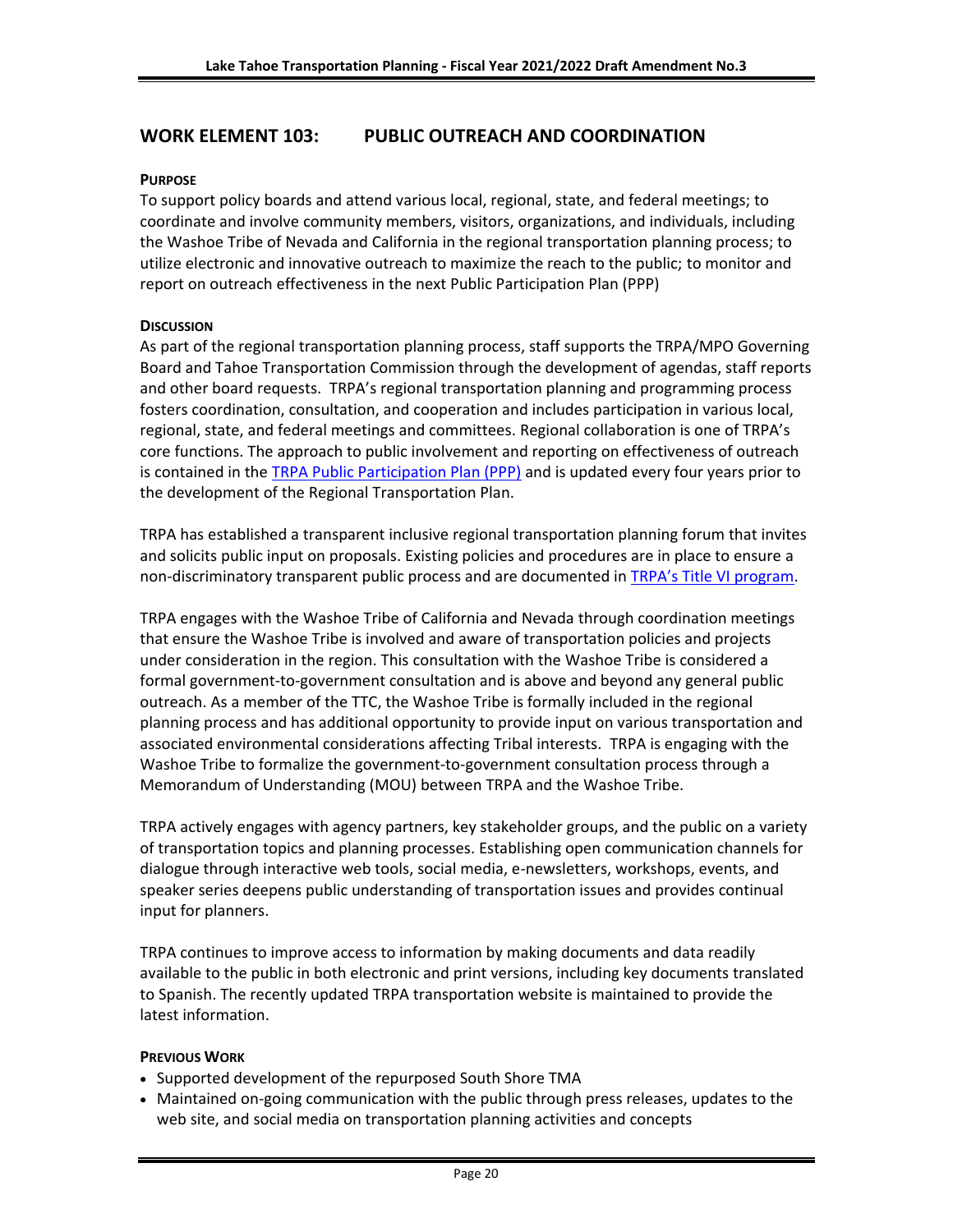## WORK ELEMENT 103: PUBLIC OUTREACH AND COORDINATION

**PURPOSE**

To support policy boards and attend various local, regional, state, and federal meetings; to coordinate and involve community members, visitors, organizations, and individuals, including the Washoe Tribe of Nevada and California in the regional transportation planning process; to utilize electronic and innovative outreach to maximize the reach to the public; to monitor and report on outreach effectiveness in the next Public Participation Plan (PPP)

**DISCUSSION**

As part of the regional transportation planning process, staff supports the TRPA/MPO Governing Board and Tahoe Transportation Commission through the development of agendas, staff reports and other board requests. TRPA's regional transportation planning and programming process fosters coordination, consultation, and cooperation and includes participation in various local, regional, state, and federal meetings and committees. Regional collaboration is one of TRPA's core functions. The approach to public involvement and reporting on effectiveness of outreach is contained in the TRPA Public Participation Plan (PPP) and is updated every four years prior to the development of the Regional Transportation Plan.

TRPA has established a transparent inclusive regional transportation planning forum that invites and solicits public input on proposals. Existing policies and procedures are in place to ensure a non-discriminatory transparent public process and are documented in TRPA's Title VI program.

TRPA engages with the Washoe Tribe of California and Nevada through coordination meetings that ensure the Washoe Tribe is involved and aware of transportation policies and projects under consideration in the region. This consultation with the Washoe Tribe is considered a formal government-to-government consultation and is above and beyond any general public outreach. As a member of the TTC, the Washoe Tribe is formally included in the regional planning process and has additional opportunity to provide input on various transportation and associated environmental considerations affecting Tribal interests. TRPA is engaging with the Washoe Tribe to formalize the government-to-government consultation process through a Memorandum of Understanding (MOU) between TRPA and the Washoe Tribe.

TRPA actively engages with agency partners, key stakeholder groups, and the public on a variety of transportation topics and planning processes. Establishing open communication channels for dialogue through interactive web tools, social media, e-newsletters, workshops, events, and speaker series deepens public understanding of transportation issues and provides continual input for planners.

TRPA continues to improve access to information by making documents and data readily available to the public in both electronic and print versions, including key documents translated to Spanish. The recently updated TRPA transportation website is maintained to provide the latest information.

**PREVIOUS WORK**

- Supported development of the repurposed South Shore TMA
- Maintained on-going communication with the public through press releases, updates to the web site, and social media on transportation planning activities and concepts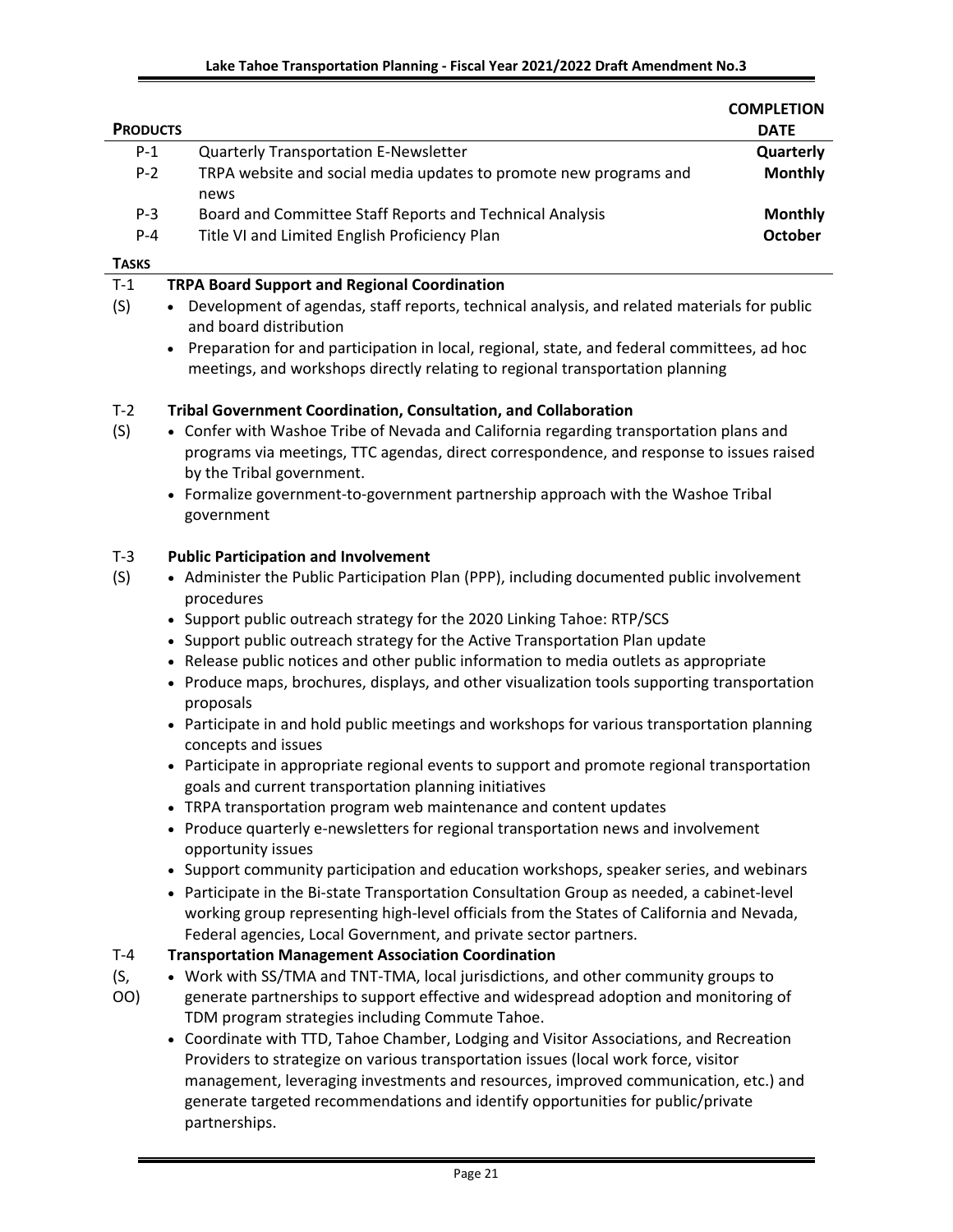| **PRODUCTS** | | **COMPLETION DATE** |
|---|---|---|
| P-1 | Quarterly Transportation E-Newsletter | **Quarterly** |
| P-2 | TRPA website and social media updates to promote new programs and news | **Monthly** |
| P-3 | Board and Committee Staff Reports and Technical Analysis | **Monthly** |
| P-4 | Title VI and Limited English Proficiency Plan | **October** |

**TASKS**

**T-1 (S) TRPA Board Support and Regional Coordination**

- Development of agendas, staff reports, technical analysis, and related materials for public and board distribution
- Preparation for and participation in local, regional, state, and federal committees, ad hoc meetings, and workshops directly relating to regional transportation planning

**T-2 (S) Tribal Government Coordination, Consultation, and Collaboration**

- Confer with Washoe Tribe of Nevada and California regarding transportation plans and programs via meetings, TTC agendas, direct correspondence, and response to issues raised by the Tribal government.
- Formalize government-to-government partnership approach with the Washoe Tribal government

**T-3 (S) Public Participation and Involvement**

- Administer the Public Participation Plan (PPP), including documented public involvement procedures
- Support public outreach strategy for the 2020 Linking Tahoe: RTP/SCS
- Support public outreach strategy for the Active Transportation Plan update
- Release public notices and other public information to media outlets as appropriate
- Produce maps, brochures, displays, and other visualization tools supporting transportation proposals
- Participate in and hold public meetings and workshops for various transportation planning concepts and issues
- Participate in appropriate regional events to support and promote regional transportation goals and current transportation planning initiatives
- TRPA transportation program web maintenance and content updates
- Produce quarterly e-newsletters for regional transportation news and involvement opportunity issues
- Support community participation and education workshops, speaker series, and webinars
- Participate in the Bi-state Transportation Consultation Group as needed, a cabinet-level working group representing high-level officials from the States of California and Nevada, Federal agencies, Local Government, and private sector partners.

**T-4 (S, OO) Transportation Management Association Coordination**

- Work with SS/TMA and TNT-TMA, local jurisdictions, and other community groups to generate partnerships to support effective and widespread adoption and monitoring of TDM program strategies including Commute Tahoe.
- Coordinate with TTD, Tahoe Chamber, Lodging and Visitor Associations, and Recreation Providers to strategize on various transportation issues (local work force, visitor management, leveraging investments and resources, improved communication, etc.) and generate targeted recommendations and identify opportunities for public/private partnerships.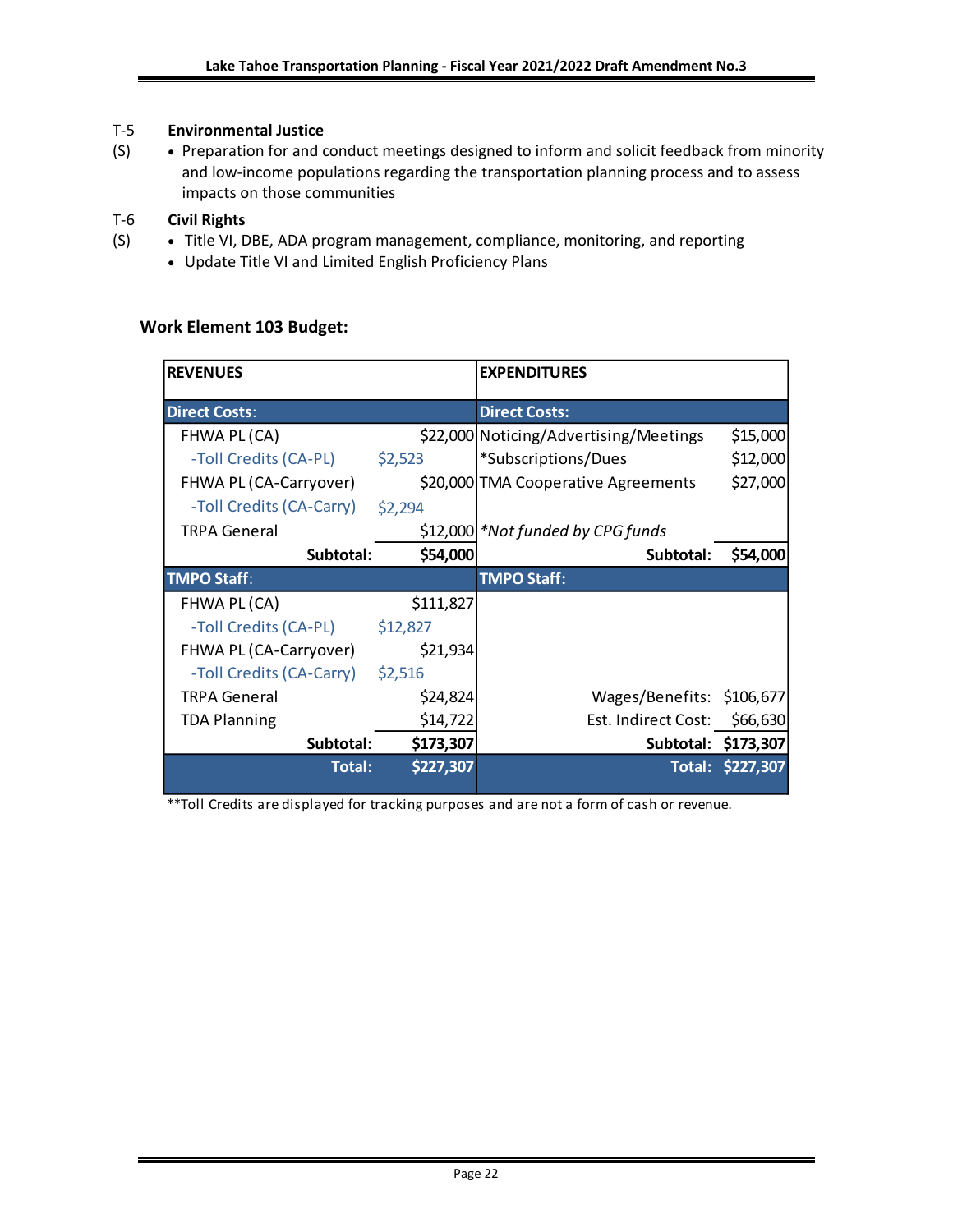T-5 **Environmental Justice**

(S)
- Preparation for and conduct meetings designed to inform and solicit feedback from minority and low-income populations regarding the transportation planning process and to assess impacts on those communities

T-6 **Civil Rights**

(S)
- Title VI, DBE, ADA program management, compliance, monitoring, and reporting
- Update Title VI and Limited English Proficiency Plans

### Work Element 103 Budget:

| REVENUES | | | EXPENDITURES | |
|---|---|---|---|---|
| **Direct Costs:** | | | **Direct Costs:** | |
| FHWA PL (CA) | | $22,000 | Noticing/Advertising/Meetings | $15,000 |
| -Toll Credits (CA-PL) | $2,523 | | *Subscriptions/Dues | $12,000 |
| FHWA PL (CA-Carryover) | | $20,000 | TMA Cooperative Agreements | $27,000 |
| -Toll Credits (CA-Carry) | $2,294 | | | |
| TRPA General | | $12,000 | *\*Not funded by CPG funds* | |
| **Subtotal:** | | **$54,000** | **Subtotal:** | **$54,000** |
| **TMPO Staff:** | | | **TMPO Staff:** | |
| FHWA PL (CA) | | $111,827 | | |
| -Toll Credits (CA-PL) | $12,827 | | | |
| FHWA PL (CA-Carryover) | | $21,934 | | |
| -Toll Credits (CA-Carry) | $2,516 | | | |
| TRPA General | | $24,824 | Wages/Benefits: | $106,677 |
| TDA Planning | | $14,722 | Est. Indirect Cost: | $66,630 |
| **Subtotal:** | | **$173,307** | **Subtotal:** | **$173,307** |
| **Total:** | | **$227,307** | **Total:** | **$227,307** |

**Toll Credits are displayed for tracking purposes and are not a form of cash or revenue.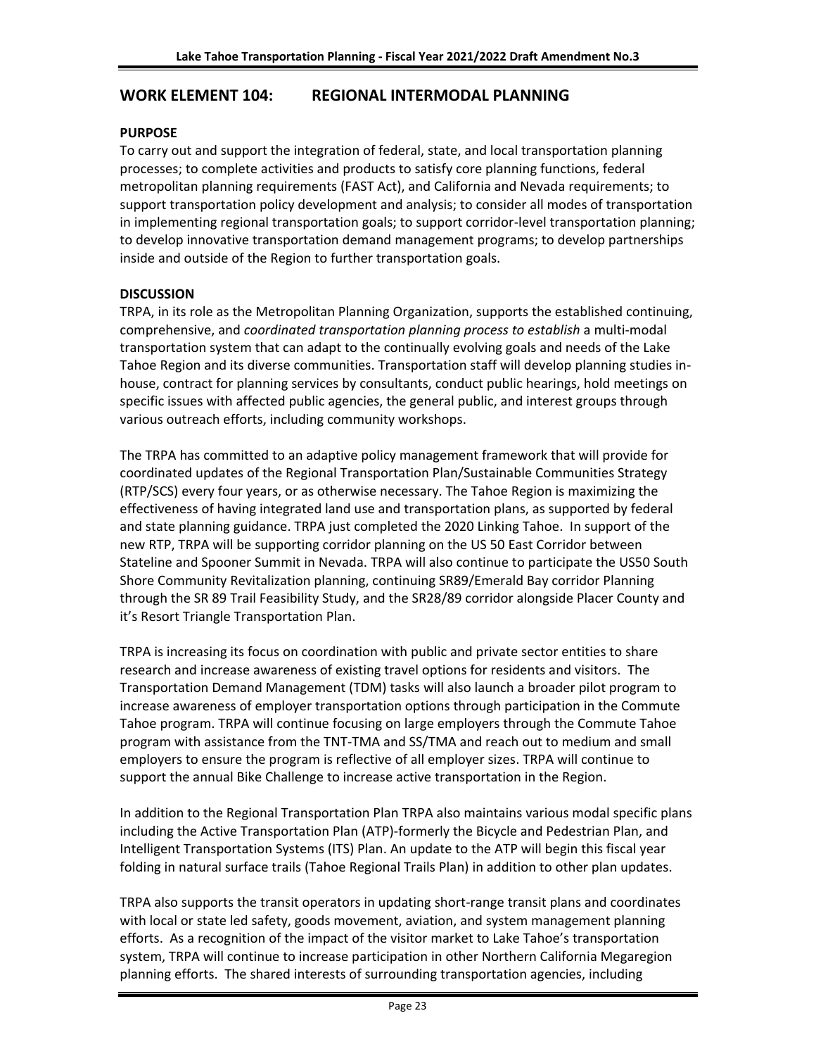## WORK ELEMENT 104: REGIONAL INTERMODAL PLANNING

**PURPOSE**

To carry out and support the integration of federal, state, and local transportation planning processes; to complete activities and products to satisfy core planning functions, federal metropolitan planning requirements (FAST Act), and California and Nevada requirements; to support transportation policy development and analysis; to consider all modes of transportation in implementing regional transportation goals; to support corridor-level transportation planning; to develop innovative transportation demand management programs; to develop partnerships inside and outside of the Region to further transportation goals.

**DISCUSSION**

TRPA, in its role as the Metropolitan Planning Organization, supports the established continuing, comprehensive, and *coordinated transportation planning process to establish* a multi-modal transportation system that can adapt to the continually evolving goals and needs of the Lake Tahoe Region and its diverse communities. Transportation staff will develop planning studies in-house, contract for planning services by consultants, conduct public hearings, hold meetings on specific issues with affected public agencies, the general public, and interest groups through various outreach efforts, including community workshops.

The TRPA has committed to an adaptive policy management framework that will provide for coordinated updates of the Regional Transportation Plan/Sustainable Communities Strategy (RTP/SCS) every four years, or as otherwise necessary. The Tahoe Region is maximizing the effectiveness of having integrated land use and transportation plans, as supported by federal and state planning guidance. TRPA just completed the 2020 Linking Tahoe. In support of the new RTP, TRPA will be supporting corridor planning on the US 50 East Corridor between Stateline and Spooner Summit in Nevada. TRPA will also continue to participate the US50 South Shore Community Revitalization planning, continuing SR89/Emerald Bay corridor Planning through the SR 89 Trail Feasibility Study, and the SR28/89 corridor alongside Placer County and it's Resort Triangle Transportation Plan.

TRPA is increasing its focus on coordination with public and private sector entities to share research and increase awareness of existing travel options for residents and visitors. The Transportation Demand Management (TDM) tasks will also launch a broader pilot program to increase awareness of employer transportation options through participation in the Commute Tahoe program. TRPA will continue focusing on large employers through the Commute Tahoe program with assistance from the TNT-TMA and SS/TMA and reach out to medium and small employers to ensure the program is reflective of all employer sizes. TRPA will continue to support the annual Bike Challenge to increase active transportation in the Region.

In addition to the Regional Transportation Plan TRPA also maintains various modal specific plans including the Active Transportation Plan (ATP)-formerly the Bicycle and Pedestrian Plan, and Intelligent Transportation Systems (ITS) Plan. An update to the ATP will begin this fiscal year folding in natural surface trails (Tahoe Regional Trails Plan) in addition to other plan updates.

TRPA also supports the transit operators in updating short-range transit plans and coordinates with local or state led safety, goods movement, aviation, and system management planning efforts. As a recognition of the impact of the visitor market to Lake Tahoe's transportation system, TRPA will continue to increase participation in other Northern California Megaregion planning efforts. The shared interests of surrounding transportation agencies, including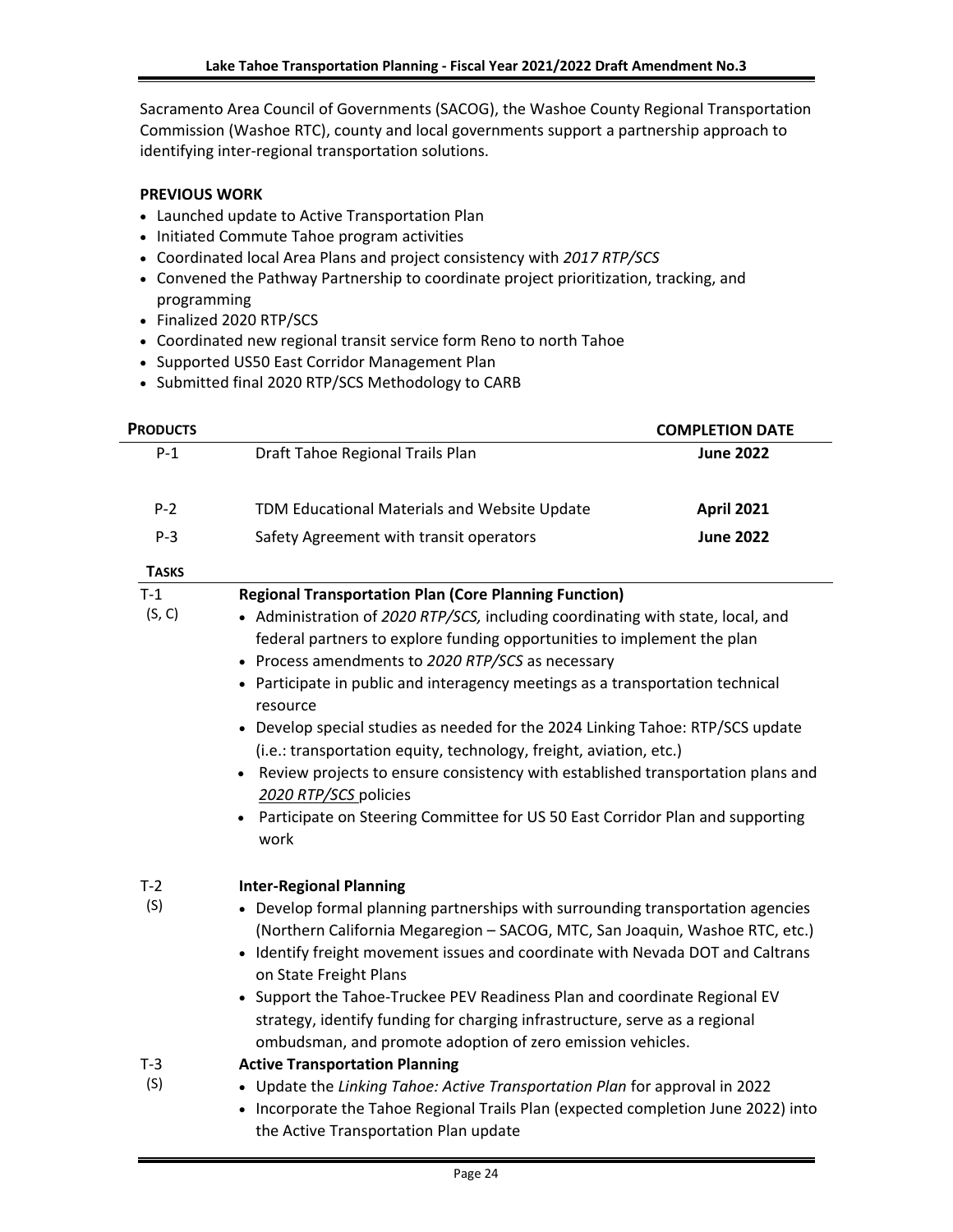Sacramento Area Council of Governments (SACOG), the Washoe County Regional Transportation Commission (Washoe RTC), county and local governments support a partnership approach to identifying inter-regional transportation solutions.

**PREVIOUS WORK**

- Launched update to Active Transportation Plan
- Initiated Commute Tahoe program activities
- Coordinated local Area Plans and project consistency with *2017 RTP/SCS*
- Convened the Pathway Partnership to coordinate project prioritization, tracking, and programming
- Finalized 2020 RTP/SCS
- Coordinated new regional transit service form Reno to north Tahoe
- Supported US50 East Corridor Management Plan
- Submitted final 2020 RTP/SCS Methodology to CARB

| **PRODUCTS** | | **COMPLETION DATE** |
|---|---|---|
| P-1 | Draft Tahoe Regional Trails Plan | **June 2022** |
| P-2 | TDM Educational Materials and Website Update | **April 2021** |
| P-3 | Safety Agreement with transit operators | **June 2022** |

**TASKS**

**T-1 (S, C) Regional Transportation Plan (Core Planning Function)**

- Administration of *2020 RTP/SCS,* including coordinating with state, local, and federal partners to explore funding opportunities to implement the plan
- Process amendments to *2020 RTP/SCS* as necessary
- Participate in public and interagency meetings as a transportation technical resource
- Develop special studies as needed for the 2024 Linking Tahoe: RTP/SCS update (i.e.: transportation equity, technology, freight, aviation, etc.)
- Review projects to ensure consistency with established transportation plans and *2020 RTP/SCS* policies
- Participate on Steering Committee for US 50 East Corridor Plan and supporting work

**T-2 (S) Inter-Regional Planning**

- Develop formal planning partnerships with surrounding transportation agencies (Northern California Megaregion – SACOG, MTC, San Joaquin, Washoe RTC, etc.)
- Identify freight movement issues and coordinate with Nevada DOT and Caltrans on State Freight Plans
- Support the Tahoe-Truckee PEV Readiness Plan and coordinate Regional EV strategy, identify funding for charging infrastructure, serve as a regional ombudsman, and promote adoption of zero emission vehicles.

**T-3 (S) Active Transportation Planning**

- Update the *Linking Tahoe: Active Transportation Plan* for approval in 2022
- Incorporate the Tahoe Regional Trails Plan (expected completion June 2022) into the Active Transportation Plan update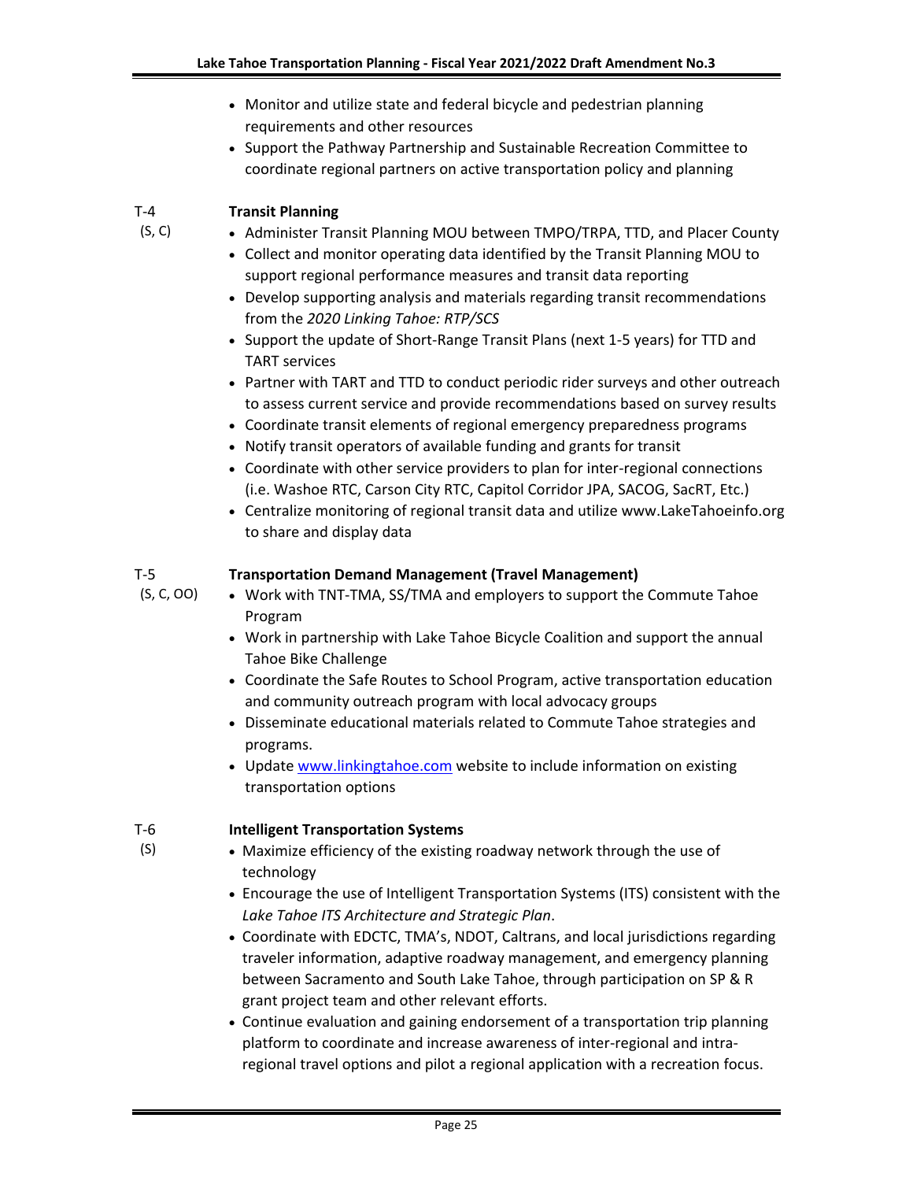- Monitor and utilize state and federal bicycle and pedestrian planning requirements and other resources
- Support the Pathway Partnership and Sustainable Recreation Committee to coordinate regional partners on active transportation policy and planning

T-4 (S, C) **Transit Planning**

- Administer Transit Planning MOU between TMPO/TRPA, TTD, and Placer County
- Collect and monitor operating data identified by the Transit Planning MOU to support regional performance measures and transit data reporting
- Develop supporting analysis and materials regarding transit recommendations from the *2020 Linking Tahoe: RTP/SCS*
- Support the update of Short-Range Transit Plans (next 1-5 years) for TTD and TART services
- Partner with TART and TTD to conduct periodic rider surveys and other outreach to assess current service and provide recommendations based on survey results
- Coordinate transit elements of regional emergency preparedness programs
- Notify transit operators of available funding and grants for transit
- Coordinate with other service providers to plan for inter-regional connections (i.e. Washoe RTC, Carson City RTC, Capitol Corridor JPA, SACOG, SacRT, Etc.)
- Centralize monitoring of regional transit data and utilize www.LakeTahoeinfo.org to share and display data

T-5 (S, C, OO) **Transportation Demand Management (Travel Management)**

- Work with TNT-TMA, SS/TMA and employers to support the Commute Tahoe Program
- Work in partnership with Lake Tahoe Bicycle Coalition and support the annual Tahoe Bike Challenge
- Coordinate the Safe Routes to School Program, active transportation education and community outreach program with local advocacy groups
- Disseminate educational materials related to Commute Tahoe strategies and programs.
- Update www.linkingtahoe.com website to include information on existing transportation options

T-6 (S) **Intelligent Transportation Systems**

- Maximize efficiency of the existing roadway network through the use of technology
- Encourage the use of Intelligent Transportation Systems (ITS) consistent with the *Lake Tahoe ITS Architecture and Strategic Plan*.
- Coordinate with EDCTC, TMA's, NDOT, Caltrans, and local jurisdictions regarding traveler information, adaptive roadway management, and emergency planning between Sacramento and South Lake Tahoe, through participation on SP & R grant project team and other relevant efforts.
- Continue evaluation and gaining endorsement of a transportation trip planning platform to coordinate and increase awareness of inter-regional and intra-regional travel options and pilot a regional application with a recreation focus.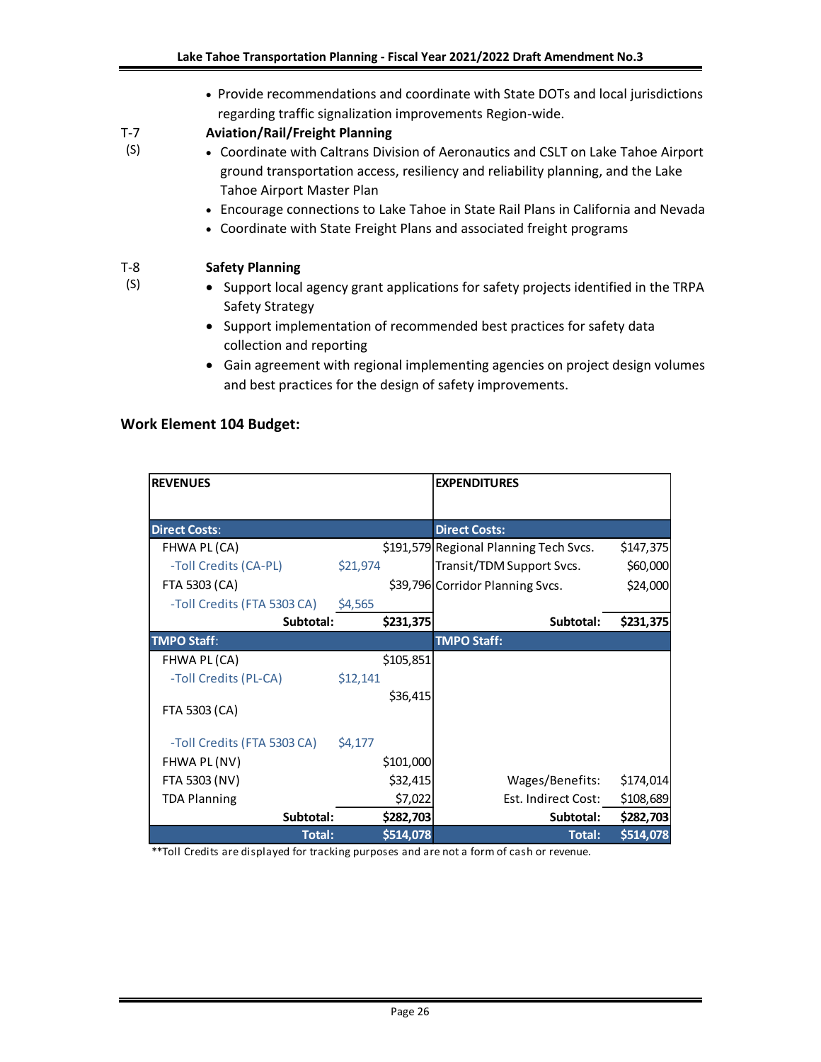- Provide recommendations and coordinate with State DOTs and local jurisdictions regarding traffic signalization improvements Region-wide.

T-7 (S) **Aviation/Rail/Freight Planning**

- Coordinate with Caltrans Division of Aeronautics and CSLT on Lake Tahoe Airport ground transportation access, resiliency and reliability planning, and the Lake Tahoe Airport Master Plan
- Encourage connections to Lake Tahoe in State Rail Plans in California and Nevada
- Coordinate with State Freight Plans and associated freight programs

T-8 (S) **Safety Planning**

- Support local agency grant applications for safety projects identified in the TRPA Safety Strategy
- Support implementation of recommended best practices for safety data collection and reporting
- Gain agreement with regional implementing agencies on project design volumes and best practices for the design of safety improvements.

### Work Element 104 Budget:

| REVENUES | | | EXPENDITURES | |
|---|---|---|---|---|
| **Direct Costs:** | | | **Direct Costs:** | |
| FHWA PL (CA) | | $191,579 | Regional Planning Tech Svcs. | $147,375 |
| -Toll Credits (CA-PL) | $21,974 | | Transit/TDM Support Svcs. | $60,000 |
| FTA 5303 (CA) | | $39,796 | Corridor Planning Svcs. | $24,000 |
| -Toll Credits (FTA 5303 CA) | $4,565 | | | |
| **Subtotal:** | | **$231,375** | **Subtotal:** | **$231,375** |
| **TMPO Staff:** | | | **TMPO Staff:** | |
| FHWA PL (CA) | | $105,851 | | |
| -Toll Credits (PL-CA) | $12,141 | | | |
| FTA 5303 (CA) | | $36,415 | | |
| -Toll Credits (FTA 5303 CA) | $4,177 | | | |
| FHWA PL (NV) | | $101,000 | | |
| FTA 5303 (NV) | | $32,415 | Wages/Benefits: | $174,014 |
| TDA Planning | | $7,022 | Est. Indirect Cost: | $108,689 |
| **Subtotal:** | | **$282,703** | **Subtotal:** | **$282,703** |
| **Total:** | | **$514,078** | **Total:** | **$514,078** |

**Toll Credits are displayed for tracking purposes and are not a form of cash or revenue.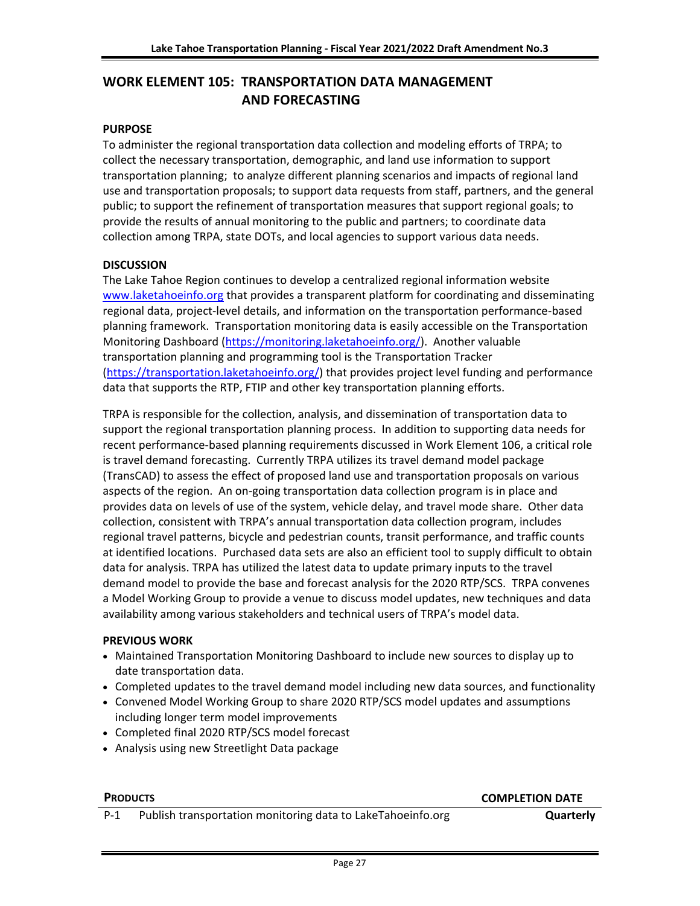## WORK ELEMENT 105: TRANSPORTATION DATA MANAGEMENT AND FORECASTING

**PURPOSE**

To administer the regional transportation data collection and modeling efforts of TRPA; to collect the necessary transportation, demographic, and land use information to support transportation planning; to analyze different planning scenarios and impacts of regional land use and transportation proposals; to support data requests from staff, partners, and the general public; to support the refinement of transportation measures that support regional goals; to provide the results of annual monitoring to the public and partners; to coordinate data collection among TRPA, state DOTs, and local agencies to support various data needs.

**DISCUSSION**

The Lake Tahoe Region continues to develop a centralized regional information website www.laketahoeinfo.org that provides a transparent platform for coordinating and disseminating regional data, project-level details, and information on the transportation performance-based planning framework. Transportation monitoring data is easily accessible on the Transportation Monitoring Dashboard (https://monitoring.laketahoeinfo.org/). Another valuable transportation planning and programming tool is the Transportation Tracker (https://transportation.laketahoeinfo.org/) that provides project level funding and performance data that supports the RTP, FTIP and other key transportation planning efforts.

TRPA is responsible for the collection, analysis, and dissemination of transportation data to support the regional transportation planning process. In addition to supporting data needs for recent performance-based planning requirements discussed in Work Element 106, a critical role is travel demand forecasting. Currently TRPA utilizes its travel demand model package (TransCAD) to assess the effect of proposed land use and transportation proposals on various aspects of the region. An on-going transportation data collection program is in place and provides data on levels of use of the system, vehicle delay, and travel mode share. Other data collection, consistent with TRPA's annual transportation data collection program, includes regional travel patterns, bicycle and pedestrian counts, transit performance, and traffic counts at identified locations. Purchased data sets are also an efficient tool to supply difficult to obtain data for analysis. TRPA has utilized the latest data to update primary inputs to the travel demand model to provide the base and forecast analysis for the 2020 RTP/SCS. TRPA convenes a Model Working Group to provide a venue to discuss model updates, new techniques and data availability among various stakeholders and technical users of TRPA's model data.

**PREVIOUS WORK**

- Maintained Transportation Monitoring Dashboard to include new sources to display up to date transportation data.
- Completed updates to the travel demand model including new data sources, and functionality
- Convened Model Working Group to share 2020 RTP/SCS model updates and assumptions including longer term model improvements
- Completed final 2020 RTP/SCS model forecast
- Analysis using new Streetlight Data package

| | **PRODUCTS** | **COMPLETION DATE** |
|---|---|---|
| P-1 | Publish transportation monitoring data to LakeTahoeinfo.org | **Quarterly** |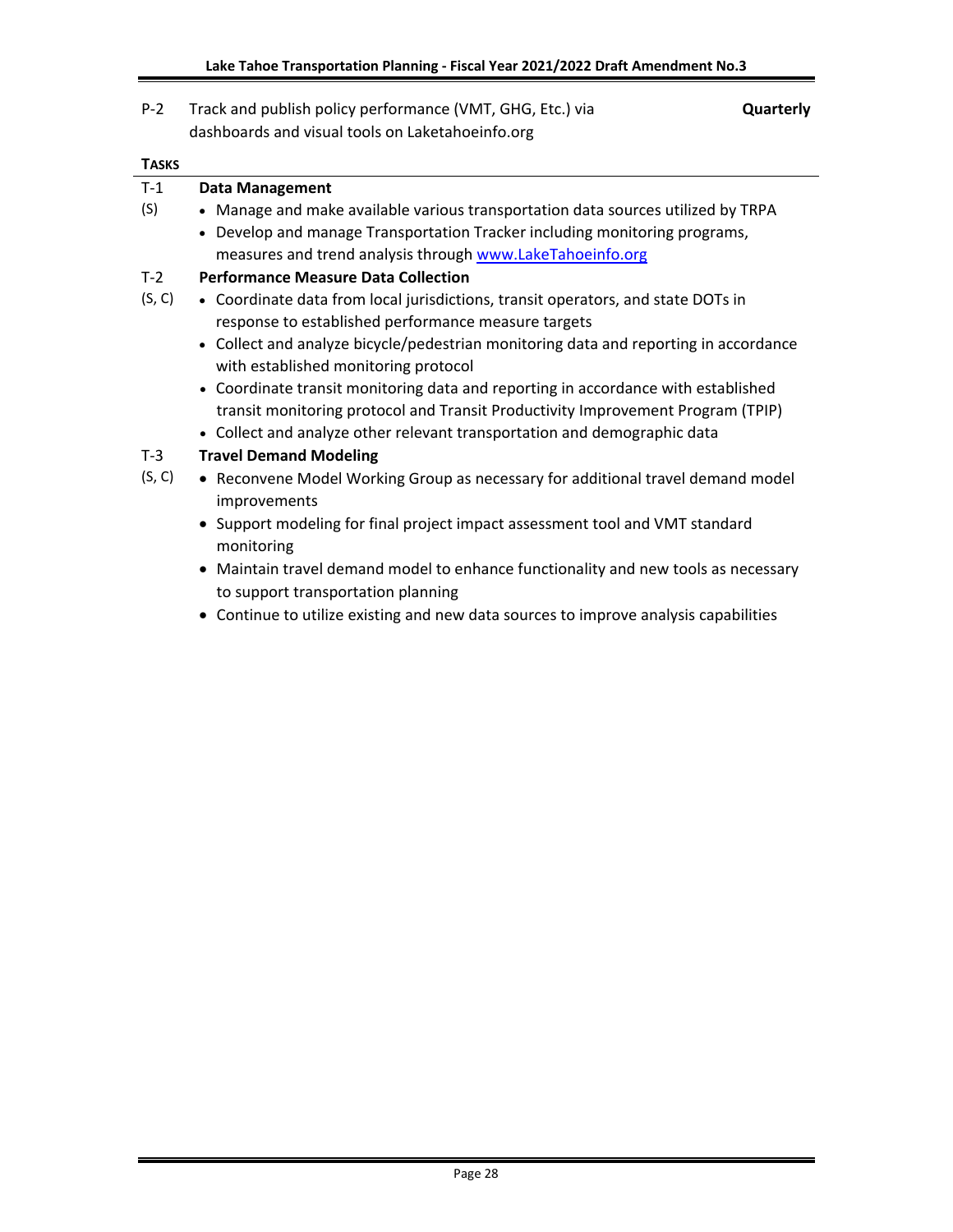| | | |
|---|---|---|
| P-2 | Track and publish policy performance (VMT, GHG, Etc.) via dashboards and visual tools on Laketahoeinfo.org | **Quarterly** |

**TASKS**

**T-1 (S) Data Management**

- Manage and make available various transportation data sources utilized by TRPA
- Develop and manage Transportation Tracker including monitoring programs, measures and trend analysis through [www.LakeTahoeinfo.org](http://www.LakeTahoeinfo.org)

**T-2 (S, C) Performance Measure Data Collection**

- Coordinate data from local jurisdictions, transit operators, and state DOTs in response to established performance measure targets
- Collect and analyze bicycle/pedestrian monitoring data and reporting in accordance with established monitoring protocol
- Coordinate transit monitoring data and reporting in accordance with established transit monitoring protocol and Transit Productivity Improvement Program (TPIP)
- Collect and analyze other relevant transportation and demographic data

**T-3 (S, C) Travel Demand Modeling**

- Reconvene Model Working Group as necessary for additional travel demand model improvements
- Support modeling for final project impact assessment tool and VMT standard monitoring
- Maintain travel demand model to enhance functionality and new tools as necessary to support transportation planning
- Continue to utilize existing and new data sources to improve analysis capabilities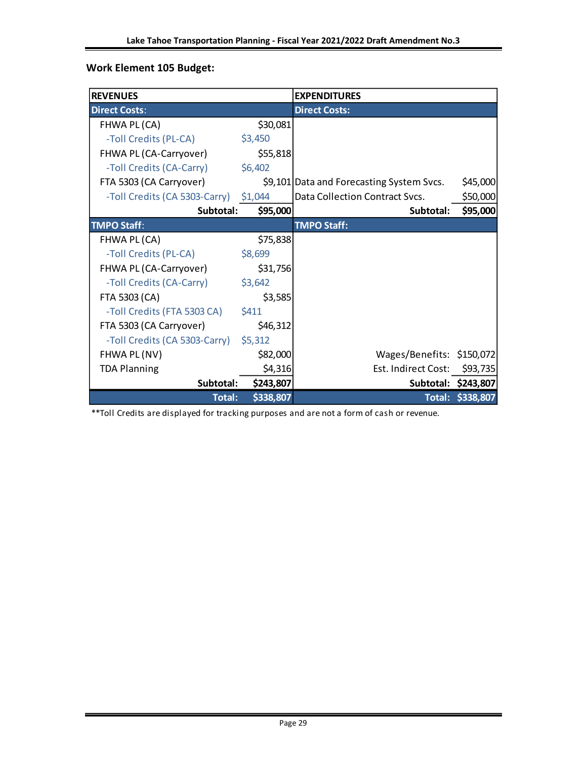## Work Element 105 Budget:

| REVENUES | | EXPENDITURES | |
|---|---|---|---|
| **Direct Costs:** | | **Direct Costs:** | |
| FHWA PL (CA) | $30,081 | | |
| -Toll Credits (PL-CA) | $3,450 | | |
| FHWA PL (CA-Carryover) | $55,818 | | |
| -Toll Credits (CA-Carry) | $6,402 | | |
| FTA 5303 (CA Carryover) | $9,101 | Data and Forecasting System Svcs. | $45,000 |
| -Toll Credits (CA 5303-Carry) | $1,044 | Data Collection Contract Svcs. | $50,000 |
| **Subtotal:** | **$95,000** | **Subtotal:** | **$95,000** |
| **TMPO Staff:** | | **TMPO Staff:** | |
| FHWA PL (CA) | $75,838 | | |
| -Toll Credits (PL-CA) | $8,699 | | |
| FHWA PL (CA-Carryover) | $31,756 | | |
| -Toll Credits (CA-Carry) | $3,642 | | |
| FTA 5303 (CA) | $3,585 | | |
| -Toll Credits (FTA 5303 CA) | $411 | | |
| FTA 5303 (CA Carryover) | $46,312 | | |
| -Toll Credits (CA 5303-Carry) | $5,312 | | |
| FHWA PL (NV) | $82,000 | Wages/Benefits: | $150,072 |
| TDA Planning | $4,316 | Est. Indirect Cost: | $93,735 |
| **Subtotal:** | **$243,807** | **Subtotal:** | **$243,807** |
| **Total:** | **$338,807** | **Total:** | **$338,807** |

**Toll Credits are displayed for tracking purposes and are not a form of cash or revenue.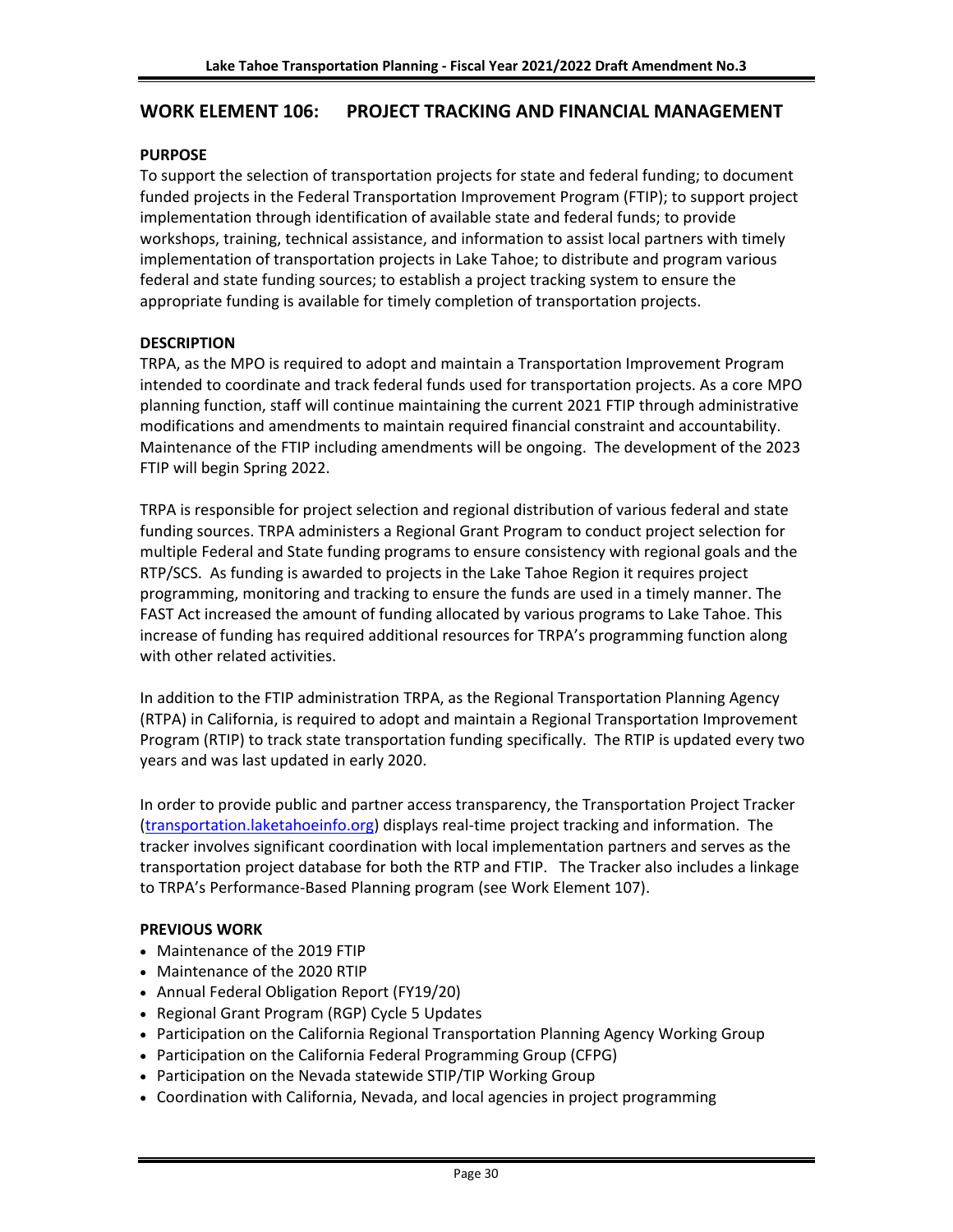## WORK ELEMENT 106: PROJECT TRACKING AND FINANCIAL MANAGEMENT

**PURPOSE**

To support the selection of transportation projects for state and federal funding; to document funded projects in the Federal Transportation Improvement Program (FTIP); to support project implementation through identification of available state and federal funds; to provide workshops, training, technical assistance, and information to assist local partners with timely implementation of transportation projects in Lake Tahoe; to distribute and program various federal and state funding sources; to establish a project tracking system to ensure the appropriate funding is available for timely completion of transportation projects.

**DESCRIPTION**

TRPA, as the MPO is required to adopt and maintain a Transportation Improvement Program intended to coordinate and track federal funds used for transportation projects. As a core MPO planning function, staff will continue maintaining the current 2021 FTIP through administrative modifications and amendments to maintain required financial constraint and accountability. Maintenance of the FTIP including amendments will be ongoing. The development of the 2023 FTIP will begin Spring 2022.

TRPA is responsible for project selection and regional distribution of various federal and state funding sources. TRPA administers a Regional Grant Program to conduct project selection for multiple Federal and State funding programs to ensure consistency with regional goals and the RTP/SCS. As funding is awarded to projects in the Lake Tahoe Region it requires project programming, monitoring and tracking to ensure the funds are used in a timely manner. The FAST Act increased the amount of funding allocated by various programs to Lake Tahoe. This increase of funding has required additional resources for TRPA's programming function along with other related activities.

In addition to the FTIP administration TRPA, as the Regional Transportation Planning Agency (RTPA) in California, is required to adopt and maintain a Regional Transportation Improvement Program (RTIP) to track state transportation funding specifically. The RTIP is updated every two years and was last updated in early 2020.

In order to provide public and partner access transparency, the Transportation Project Tracker ([transportation.laketahoeinfo.org](transportation.laketahoeinfo.org)) displays real-time project tracking and information. The tracker involves significant coordination with local implementation partners and serves as the transportation project database for both the RTP and FTIP. The Tracker also includes a linkage to TRPA's Performance-Based Planning program (see Work Element 107).

**PREVIOUS WORK**

- Maintenance of the 2019 FTIP
- Maintenance of the 2020 RTIP
- Annual Federal Obligation Report (FY19/20)
- Regional Grant Program (RGP) Cycle 5 Updates
- Participation on the California Regional Transportation Planning Agency Working Group
- Participation on the California Federal Programming Group (CFPG)
- Participation on the Nevada statewide STIP/TIP Working Group
- Coordination with California, Nevada, and local agencies in project programming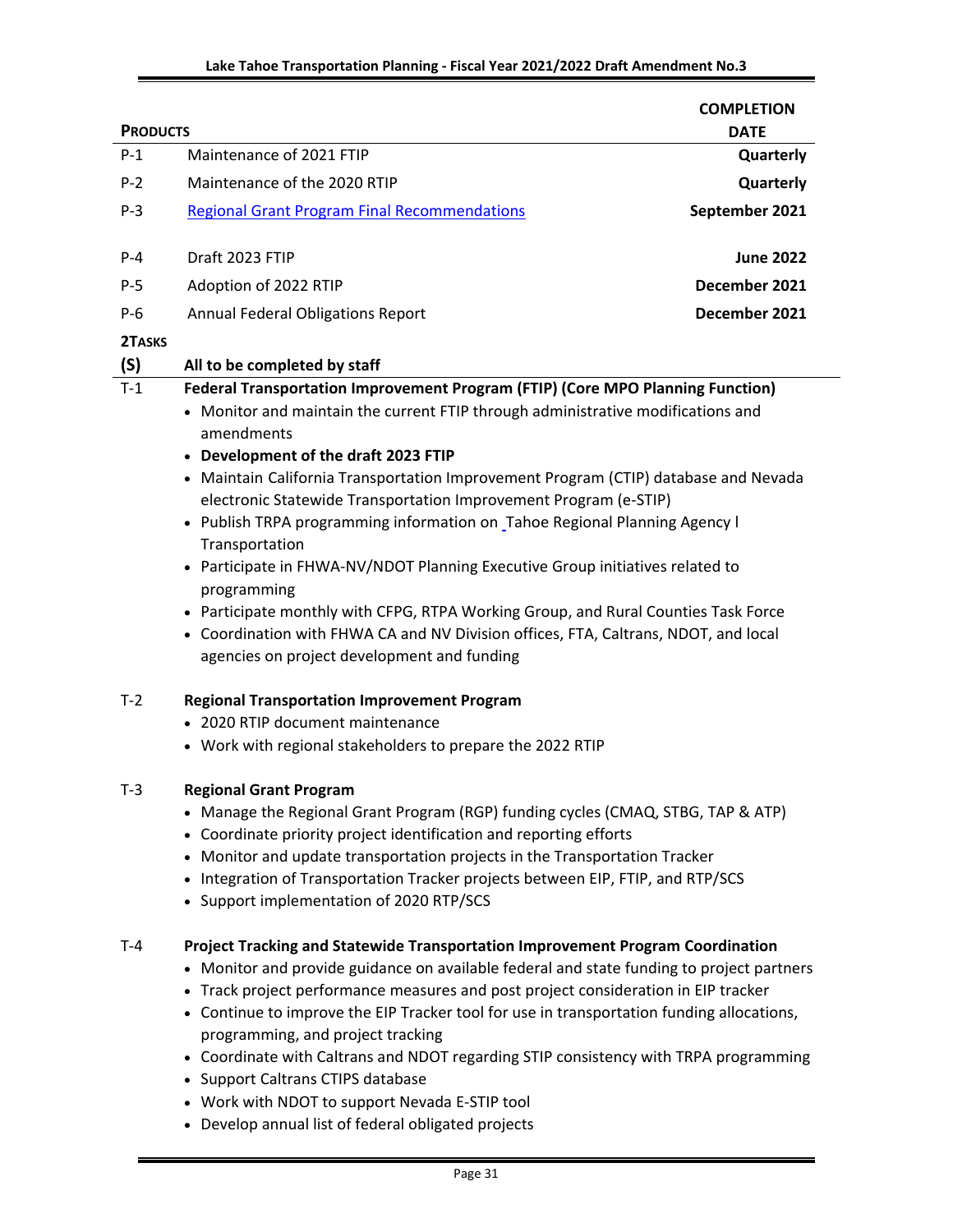| PRODUCTS | | COMPLETION DATE |
|---|---|---|
| P-1 | Maintenance of 2021 FTIP | **Quarterly** |
| P-2 | Maintenance of the 2020 RTIP | **Quarterly** |
| P-3 | Regional Grant Program Final Recommendations | **September 2021** |
| P-4 | Draft 2023 FTIP | **June 2022** |
| P-5 | Adoption of 2022 RTIP | **December 2021** |
| P-6 | Annual Federal Obligations Report | **December 2021** |

| 2TASKS (S) | All to be completed by staff |
|---|---|

**T-1 Federal Transportation Improvement Program (FTIP) (Core MPO Planning Function)**

- Monitor and maintain the current FTIP through administrative modifications and amendments
- **Development of the draft 2023 FTIP**
- Maintain California Transportation Improvement Program (CTIP) database and Nevada electronic Statewide Transportation Improvement Program (e-STIP)
- Publish TRPA programming information on Tahoe Regional Planning Agency l Transportation
- Participate in FHWA-NV/NDOT Planning Executive Group initiatives related to programming
- Participate monthly with CFPG, RTPA Working Group, and Rural Counties Task Force
- Coordination with FHWA CA and NV Division offices, FTA, Caltrans, NDOT, and local agencies on project development and funding

**T-2 Regional Transportation Improvement Program**

- 2020 RTIP document maintenance
- Work with regional stakeholders to prepare the 2022 RTIP

**T-3 Regional Grant Program**

- Manage the Regional Grant Program (RGP) funding cycles (CMAQ, STBG, TAP & ATP)
- Coordinate priority project identification and reporting efforts
- Monitor and update transportation projects in the Transportation Tracker
- Integration of Transportation Tracker projects between EIP, FTIP, and RTP/SCS
- Support implementation of 2020 RTP/SCS

**T-4 Project Tracking and Statewide Transportation Improvement Program Coordination**

- Monitor and provide guidance on available federal and state funding to project partners
- Track project performance measures and post project consideration in EIP tracker
- Continue to improve the EIP Tracker tool for use in transportation funding allocations, programming, and project tracking
- Coordinate with Caltrans and NDOT regarding STIP consistency with TRPA programming
- Support Caltrans CTIPS database
- Work with NDOT to support Nevada E-STIP tool
- Develop annual list of federal obligated projects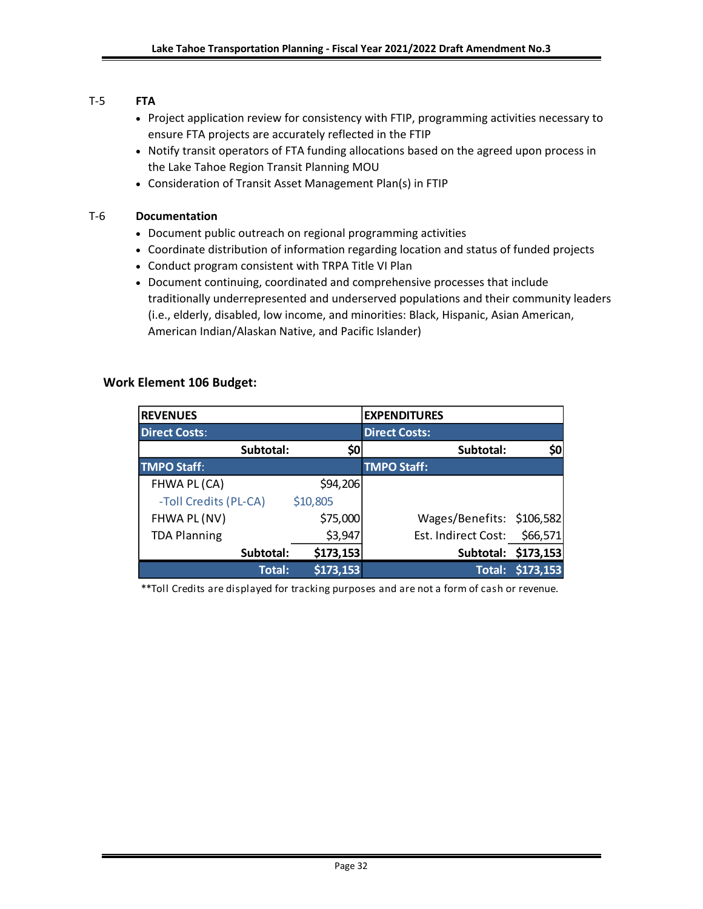T-5 **FTA**

- Project application review for consistency with FTIP, programming activities necessary to ensure FTA projects are accurately reflected in the FTIP
- Notify transit operators of FTA funding allocations based on the agreed upon process in the Lake Tahoe Region Transit Planning MOU
- Consideration of Transit Asset Management Plan(s) in FTIP

T-6 **Documentation**

- Document public outreach on regional programming activities
- Coordinate distribution of information regarding location and status of funded projects
- Conduct program consistent with TRPA Title VI Plan
- Document continuing, coordinated and comprehensive processes that include traditionally underrepresented and underserved populations and their community leaders (i.e., elderly, disabled, low income, and minorities: Black, Hispanic, Asian American, American Indian/Alaskan Native, and Pacific Islander)

### Work Element 106 Budget:

| REVENUES | | EXPENDITURES | |
|---|---|---|---|
| **Direct Costs:** | | **Direct Costs:** | |
| **Subtotal:** | **$0** | **Subtotal:** | **$0** |
| **TMPO Staff:** | | **TMPO Staff:** | |
| FHWA PL (CA) | $94,206 | | |
| -Toll Credits (PL-CA) | $10,805 | | |
| FHWA PL (NV) | $75,000 | Wages/Benefits: | $106,582 |
| TDA Planning | $3,947 | Est. Indirect Cost: | $66,571 |
| **Subtotal:** | **$173,153** | **Subtotal:** | **$173,153** |
| **Total:** | **$173,153** | **Total:** | **$173,153** |

**Toll Credits are displayed for tracking purposes and are not a form of cash or revenue.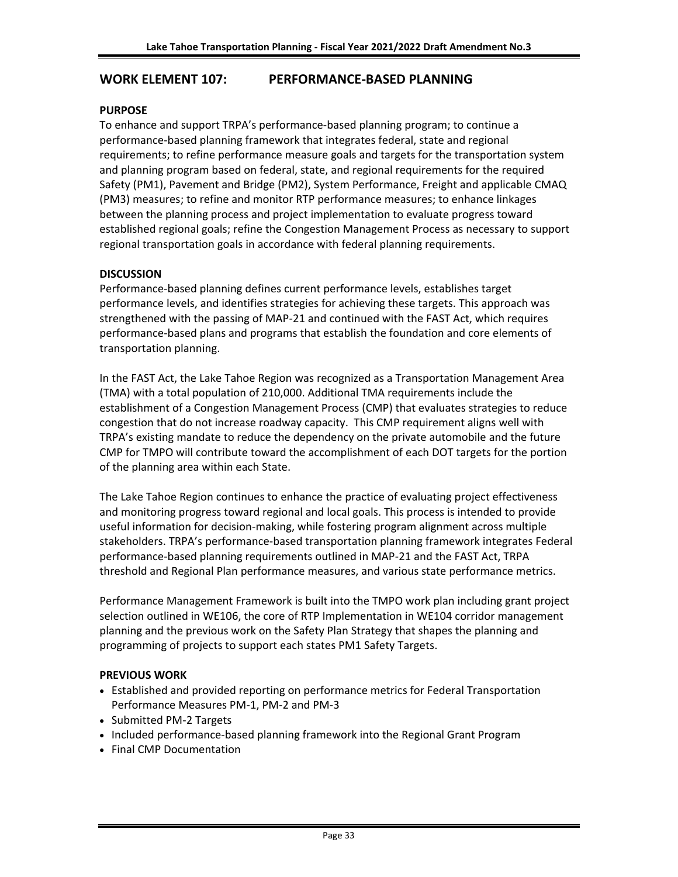## WORK ELEMENT 107: PERFORMANCE-BASED PLANNING

### PURPOSE

To enhance and support TRPA's performance-based planning program; to continue a performance-based planning framework that integrates federal, state and regional requirements; to refine performance measure goals and targets for the transportation system and planning program based on federal, state, and regional requirements for the required Safety (PM1), Pavement and Bridge (PM2), System Performance, Freight and applicable CMAQ (PM3) measures; to refine and monitor RTP performance measures; to enhance linkages between the planning process and project implementation to evaluate progress toward established regional goals; refine the Congestion Management Process as necessary to support regional transportation goals in accordance with federal planning requirements.

### DISCUSSION

Performance-based planning defines current performance levels, establishes target performance levels, and identifies strategies for achieving these targets. This approach was strengthened with the passing of MAP-21 and continued with the FAST Act, which requires performance-based plans and programs that establish the foundation and core elements of transportation planning.

In the FAST Act, the Lake Tahoe Region was recognized as a Transportation Management Area (TMA) with a total population of 210,000. Additional TMA requirements include the establishment of a Congestion Management Process (CMP) that evaluates strategies to reduce congestion that do not increase roadway capacity. This CMP requirement aligns well with TRPA's existing mandate to reduce the dependency on the private automobile and the future CMP for TMPO will contribute toward the accomplishment of each DOT targets for the portion of the planning area within each State.

The Lake Tahoe Region continues to enhance the practice of evaluating project effectiveness and monitoring progress toward regional and local goals. This process is intended to provide useful information for decision-making, while fostering program alignment across multiple stakeholders. TRPA's performance-based transportation planning framework integrates Federal performance-based planning requirements outlined in MAP-21 and the FAST Act, TRPA threshold and Regional Plan performance measures, and various state performance metrics.

Performance Management Framework is built into the TMPO work plan including grant project selection outlined in WE106, the core of RTP Implementation in WE104 corridor management planning and the previous work on the Safety Plan Strategy that shapes the planning and programming of projects to support each states PM1 Safety Targets.

### PREVIOUS WORK

- Established and provided reporting on performance metrics for Federal Transportation Performance Measures PM-1, PM-2 and PM-3
- Submitted PM-2 Targets
- Included performance-based planning framework into the Regional Grant Program
- Final CMP Documentation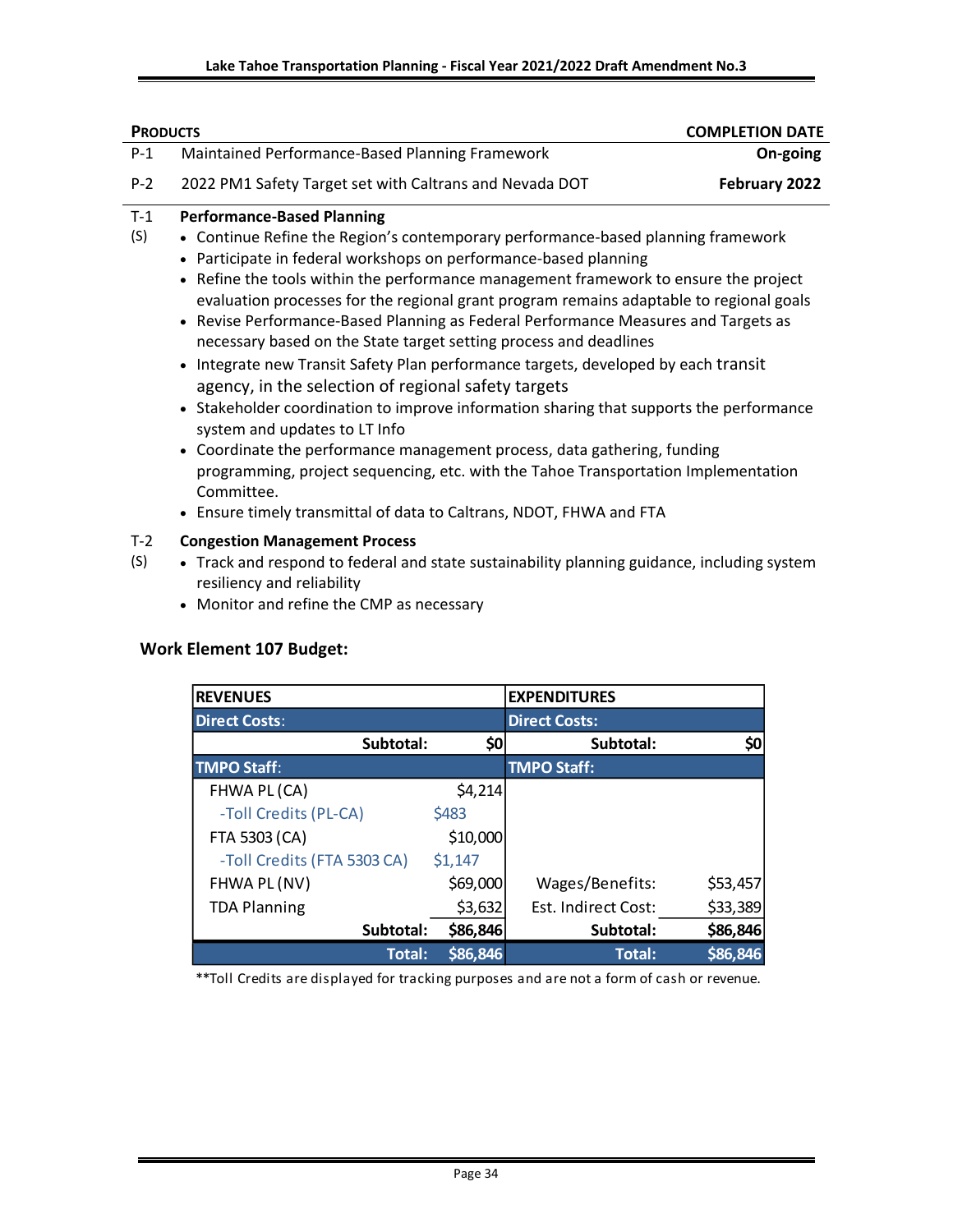| PRODUCTS | | COMPLETION DATE |
|---|---|---|
| P-1 | Maintained Performance-Based Planning Framework | **On-going** |
| P-2 | 2022 PM1 Safety Target set with Caltrans and Nevada DOT | **February 2022** |

**T-1 (S) Performance-Based Planning**

- Continue Refine the Region's contemporary performance-based planning framework
- Participate in federal workshops on performance-based planning
- Refine the tools within the performance management framework to ensure the project evaluation processes for the regional grant program remains adaptable to regional goals
- Revise Performance-Based Planning as Federal Performance Measures and Targets as necessary based on the State target setting process and deadlines
- Integrate new Transit Safety Plan performance targets, developed by each transit agency, in the selection of regional safety targets
- Stakeholder coordination to improve information sharing that supports the performance system and updates to LT Info
- Coordinate the performance management process, data gathering, funding programming, project sequencing, etc. with the Tahoe Transportation Implementation Committee.
- Ensure timely transmittal of data to Caltrans, NDOT, FHWA and FTA

**T-2 (S) Congestion Management Process**

- Track and respond to federal and state sustainability planning guidance, including system resiliency and reliability
- Monitor and refine the CMP as necessary

## Work Element 107 Budget:

| REVENUES | | EXPENDITURES | |
|---|---|---|---|
| **Direct Costs:** | | **Direct Costs:** | |
| **Subtotal:** | **$0** | **Subtotal:** | **$0** |
| **TMPO Staff:** | | **TMPO Staff:** | |
| FHWA PL (CA) | $4,214 | | |
| -Toll Credits (PL-CA) | $483 | | |
| FTA 5303 (CA) | $10,000 | | |
| -Toll Credits (FTA 5303 CA) | $1,147 | | |
| FHWA PL (NV) | $69,000 | Wages/Benefits: | $53,457 |
| TDA Planning | $3,632 | Est. Indirect Cost: | $33,389 |
| **Subtotal:** | **$86,846** | **Subtotal:** | **$86,846** |
| **Total:** | **$86,846** | **Total:** | **$86,846** |

**Toll Credits are displayed for tracking purposes and are not a form of cash or revenue.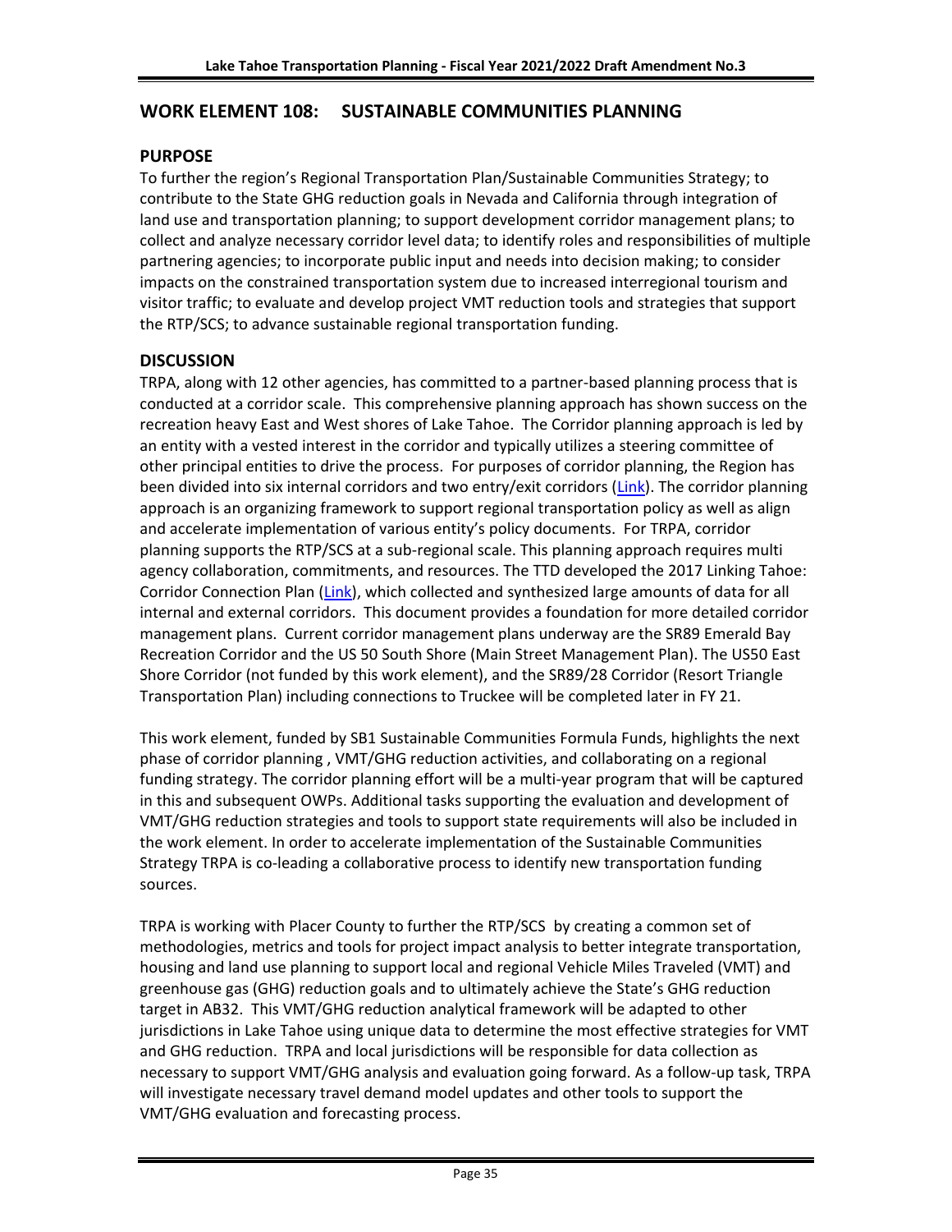## WORK ELEMENT 108: SUSTAINABLE COMMUNITIES PLANNING

### PURPOSE

To further the region's Regional Transportation Plan/Sustainable Communities Strategy; to contribute to the State GHG reduction goals in Nevada and California through integration of land use and transportation planning; to support development corridor management plans; to collect and analyze necessary corridor level data; to identify roles and responsibilities of multiple partnering agencies; to incorporate public input and needs into decision making; to consider impacts on the constrained transportation system due to increased interregional tourism and visitor traffic; to evaluate and develop project VMT reduction tools and strategies that support the RTP/SCS; to advance sustainable regional transportation funding.

### DISCUSSION

TRPA, along with 12 other agencies, has committed to a partner-based planning process that is conducted at a corridor scale. This comprehensive planning approach has shown success on the recreation heavy East and West shores of Lake Tahoe. The Corridor planning approach is led by an entity with a vested interest in the corridor and typically utilizes a steering committee of other principal entities to drive the process. For purposes of corridor planning, the Region has been divided into six internal corridors and two entry/exit corridors (Link). The corridor planning approach is an organizing framework to support regional transportation policy as well as align and accelerate implementation of various entity's policy documents. For TRPA, corridor planning supports the RTP/SCS at a sub-regional scale. This planning approach requires multi agency collaboration, commitments, and resources. The TTD developed the 2017 Linking Tahoe: Corridor Connection Plan (Link), which collected and synthesized large amounts of data for all internal and external corridors. This document provides a foundation for more detailed corridor management plans. Current corridor management plans underway are the SR89 Emerald Bay Recreation Corridor and the US 50 South Shore (Main Street Management Plan). The US50 East Shore Corridor (not funded by this work element), and the SR89/28 Corridor (Resort Triangle Transportation Plan) including connections to Truckee will be completed later in FY 21.

This work element, funded by SB1 Sustainable Communities Formula Funds, highlights the next phase of corridor planning , VMT/GHG reduction activities, and collaborating on a regional funding strategy. The corridor planning effort will be a multi-year program that will be captured in this and subsequent OWPs. Additional tasks supporting the evaluation and development of VMT/GHG reduction strategies and tools to support state requirements will also be included in the work element. In order to accelerate implementation of the Sustainable Communities Strategy TRPA is co-leading a collaborative process to identify new transportation funding sources.

TRPA is working with Placer County to further the RTP/SCS by creating a common set of methodologies, metrics and tools for project impact analysis to better integrate transportation, housing and land use planning to support local and regional Vehicle Miles Traveled (VMT) and greenhouse gas (GHG) reduction goals and to ultimately achieve the State's GHG reduction target in AB32. This VMT/GHG reduction analytical framework will be adapted to other jurisdictions in Lake Tahoe using unique data to determine the most effective strategies for VMT and GHG reduction. TRPA and local jurisdictions will be responsible for data collection as necessary to support VMT/GHG analysis and evaluation going forward. As a follow-up task, TRPA will investigate necessary travel demand model updates and other tools to support the VMT/GHG evaluation and forecasting process.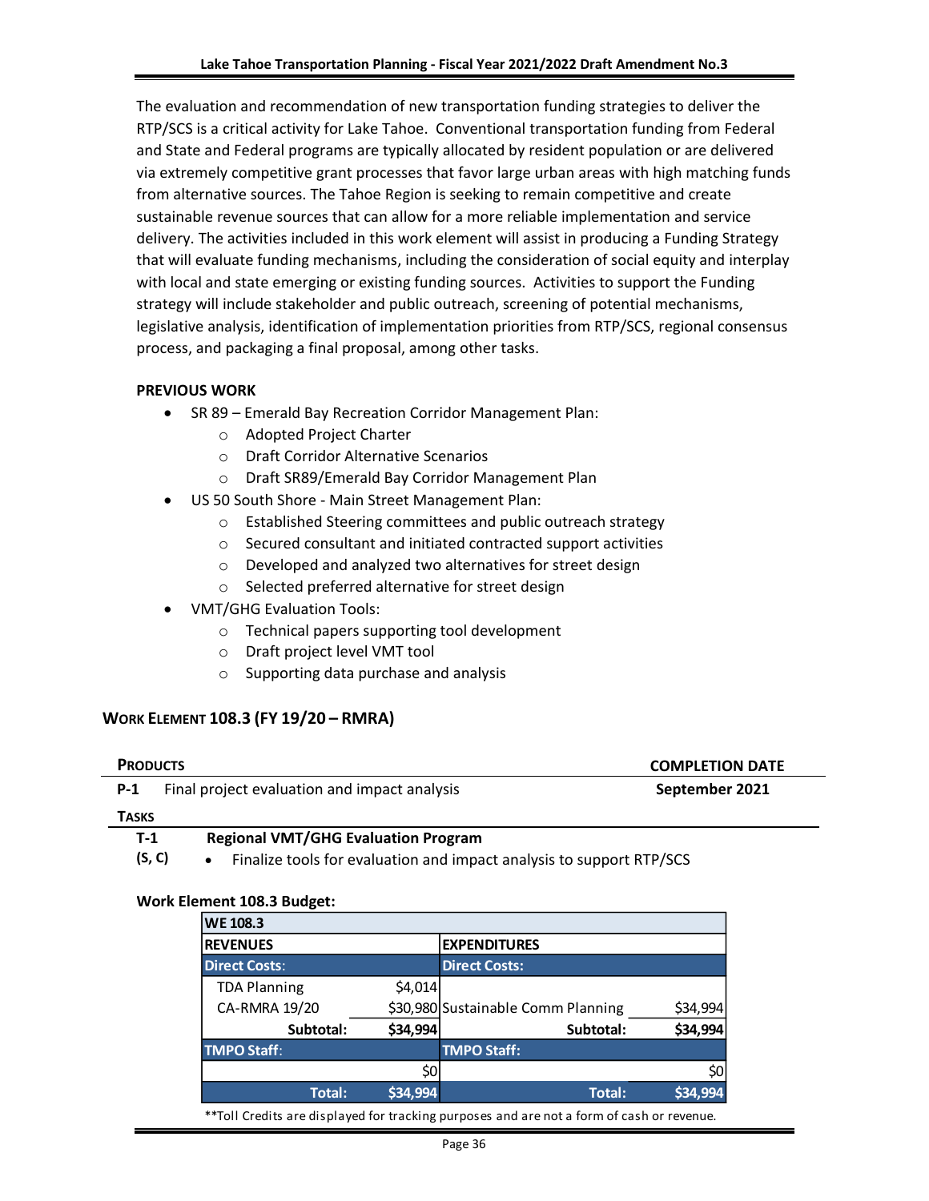The evaluation and recommendation of new transportation funding strategies to deliver the RTP/SCS is a critical activity for Lake Tahoe. Conventional transportation funding from Federal and State and Federal programs are typically allocated by resident population or are delivered via extremely competitive grant processes that favor large urban areas with high matching funds from alternative sources. The Tahoe Region is seeking to remain competitive and create sustainable revenue sources that can allow for a more reliable implementation and service delivery. The activities included in this work element will assist in producing a Funding Strategy that will evaluate funding mechanisms, including the consideration of social equity and interplay with local and state emerging or existing funding sources. Activities to support the Funding strategy will include stakeholder and public outreach, screening of potential mechanisms, legislative analysis, identification of implementation priorities from RTP/SCS, regional consensus process, and packaging a final proposal, among other tasks.

**PREVIOUS WORK**

- SR 89 – Emerald Bay Recreation Corridor Management Plan:
  - Adopted Project Charter
  - Draft Corridor Alternative Scenarios
  - Draft SR89/Emerald Bay Corridor Management Plan
- US 50 South Shore - Main Street Management Plan:
  - Established Steering committees and public outreach strategy
  - Secured consultant and initiated contracted support activities
  - Developed and analyzed two alternatives for street design
  - Selected preferred alternative for street design
- VMT/GHG Evaluation Tools:
  - Technical papers supporting tool development
  - Draft project level VMT tool
  - Supporting data purchase and analysis

## WORK ELEMENT 108.3 (FY 19/20 – RMRA)

| PRODUCTS | | COMPLETION DATE |
|---|---|---|
| P-1 | Final project evaluation and impact analysis | September 2021 |

**TASKS**

**T-1 (S, C)** **Regional VMT/GHG Evaluation Program**

- Finalize tools for evaluation and impact analysis to support RTP/SCS

**Work Element 108.3 Budget:**

| WE 108.3 | | | |
|---|---|---|---|
| **REVENUES** | | **EXPENDITURES** | |
| **Direct Costs:** | | **Direct Costs:** | |
| TDA Planning | $4,014 | | |
| CA-RMRA 19/20 | $30,980 | Sustainable Comm Planning | $34,994 |
| **Subtotal:** | **$34,994** | **Subtotal:** | **$34,994** |
| **TMPO Staff:** | | **TMPO Staff:** | |
| | $0 | | $0 |
| **Total:** | **$34,994** | **Total:** | **$34,994** |

**Toll Credits are displayed for tracking purposes and are not a form of cash or revenue.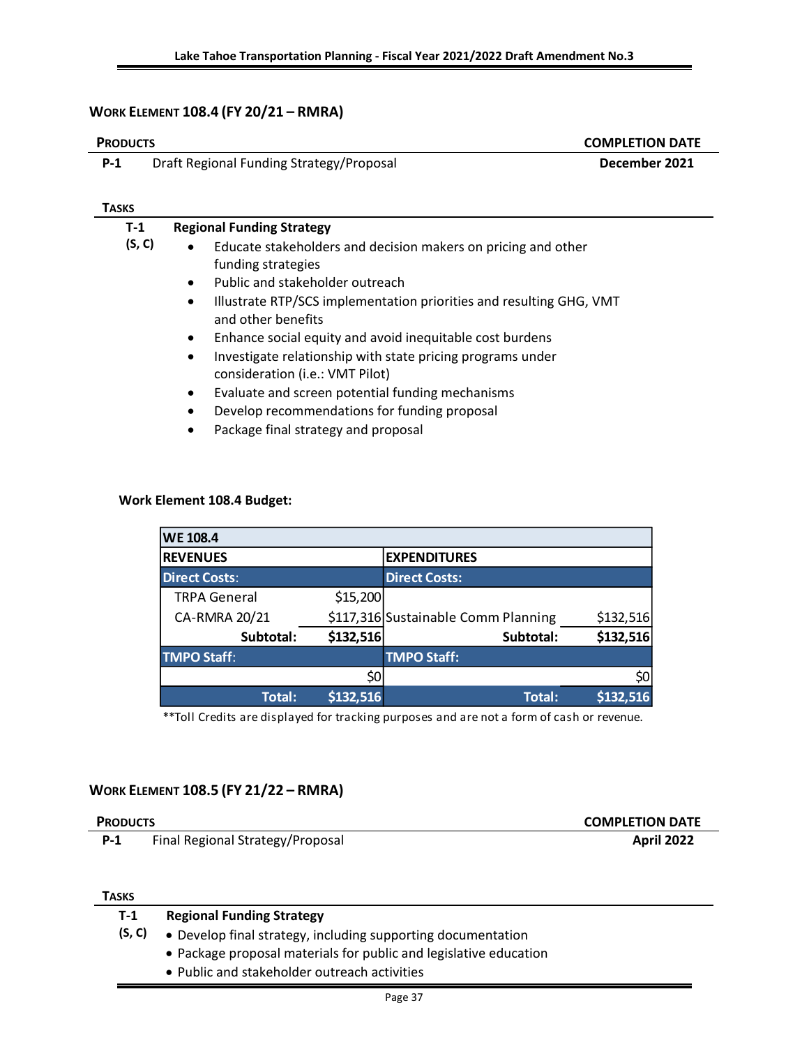## WORK ELEMENT 108.4 (FY 20/21 – RMRA)

| PRODUCTS | | COMPLETION DATE |
|---|---|---|
| **P-1** | Draft Regional Funding Strategy/Proposal | **December 2021** |

**TASKS**

**T-1 (S, C)** **Regional Funding Strategy**

- Educate stakeholders and decision makers on pricing and other funding strategies
- Public and stakeholder outreach
- Illustrate RTP/SCS implementation priorities and resulting GHG, VMT and other benefits
- Enhance social equity and avoid inequitable cost burdens
- Investigate relationship with state pricing programs under consideration (i.e.: VMT Pilot)
- Evaluate and screen potential funding mechanisms
- Develop recommendations for funding proposal
- Package final strategy and proposal

**Work Element 108.4 Budget:**

| WE 108.4 | | | |
|---|---|---|---|
| **REVENUES** | | **EXPENDITURES** | |
| **Direct Costs:** | | **Direct Costs:** | |
| TRPA General | $15,200 | | |
| CA-RMRA 20/21 | $117,316 | Sustainable Comm Planning | $132,516 |
| **Subtotal:** | **$132,516** | **Subtotal:** | **$132,516** |
| **TMPO Staff:** | | **TMPO Staff:** | |
| | $0 | | $0 |
| **Total:** | **$132,516** | **Total:** | **$132,516** |

**Toll Credits are displayed for tracking purposes and are not a form of cash or revenue.

## WORK ELEMENT 108.5 (FY 21/22 – RMRA)

| PRODUCTS | | COMPLETION DATE |
|---|---|---|
| **P-1** | Final Regional Strategy/Proposal | **April 2022** |

**TASKS**

**T-1 (S, C)** **Regional Funding Strategy**

- Develop final strategy, including supporting documentation
- Package proposal materials for public and legislative education
- Public and stakeholder outreach activities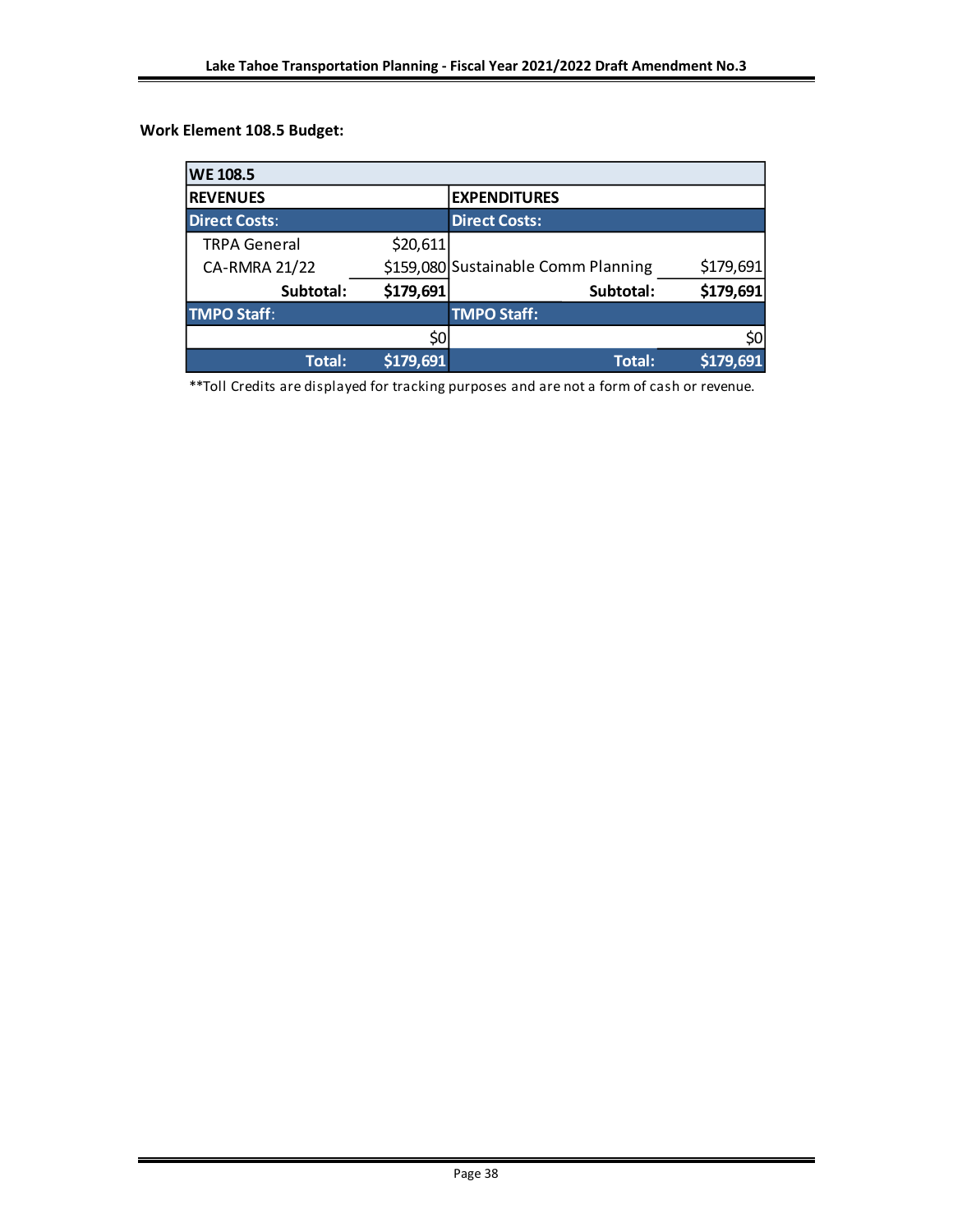**Work Element 108.5 Budget:**

| WE 108.5 | | | |
|---|---|---|---|
| **REVENUES** | | **EXPENDITURES** | |
| **Direct Costs:** | | **Direct Costs:** | |
| TRPA General | $20,611 | | |
| CA-RMRA 21/22 | $159,080 | Sustainable Comm Planning | $179,691 |
| **Subtotal:** | **$179,691** | **Subtotal:** | **$179,691** |
| **TMPO Staff:** | | **TMPO Staff:** | |
| | $0 | | $0 |
| **Total:** | **$179,691** | **Total:** | **$179,691** |

**Toll Credits are displayed for tracking purposes and are not a form of cash or revenue.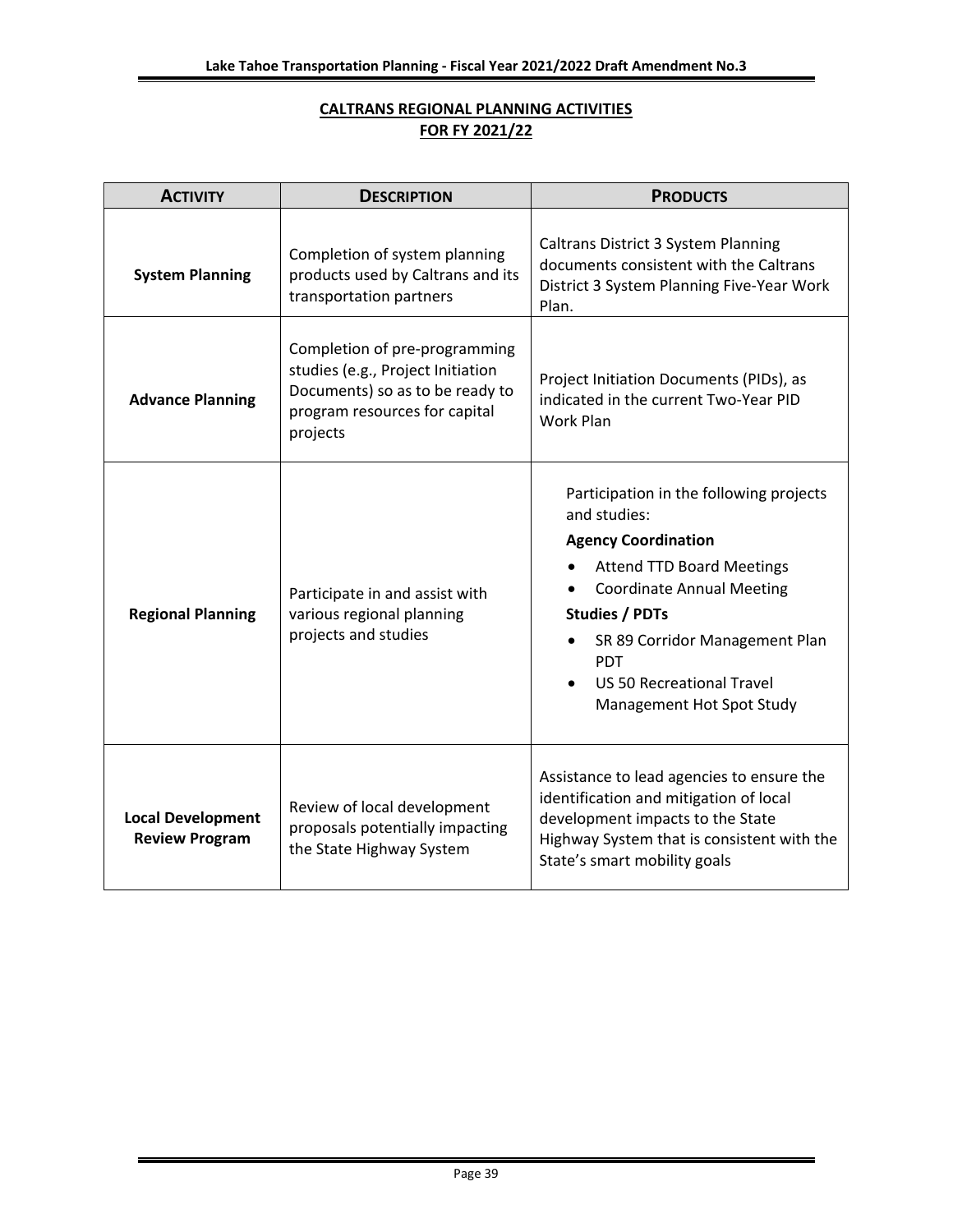## CALTRANS REGIONAL PLANNING ACTIVITIES FOR FY 2021/22

| ACTIVITY | DESCRIPTION | PRODUCTS |
|---|---|---|
| **System Planning** | Completion of system planning products used by Caltrans and its transportation partners | Caltrans District 3 System Planning documents consistent with the Caltrans District 3 System Planning Five-Year Work Plan. |
| **Advance Planning** | Completion of pre-programming studies (e.g., Project Initiation Documents) so as to be ready to program resources for capital projects | Project Initiation Documents (PIDs), as indicated in the current Two-Year PID Work Plan |
| **Regional Planning** | Participate in and assist with various regional planning projects and studies | Participation in the following projects and studies:<br>**Agency Coordination**<br>• Attend TTD Board Meetings<br>• Coordinate Annual Meeting<br>**Studies / PDTs**<br>• SR 89 Corridor Management Plan PDT<br>• US 50 Recreational Travel Management Hot Spot Study |
| **Local Development Review Program** | Review of local development proposals potentially impacting the State Highway System | Assistance to lead agencies to ensure the identification and mitigation of local development impacts to the State Highway System that is consistent with the State's smart mobility goals |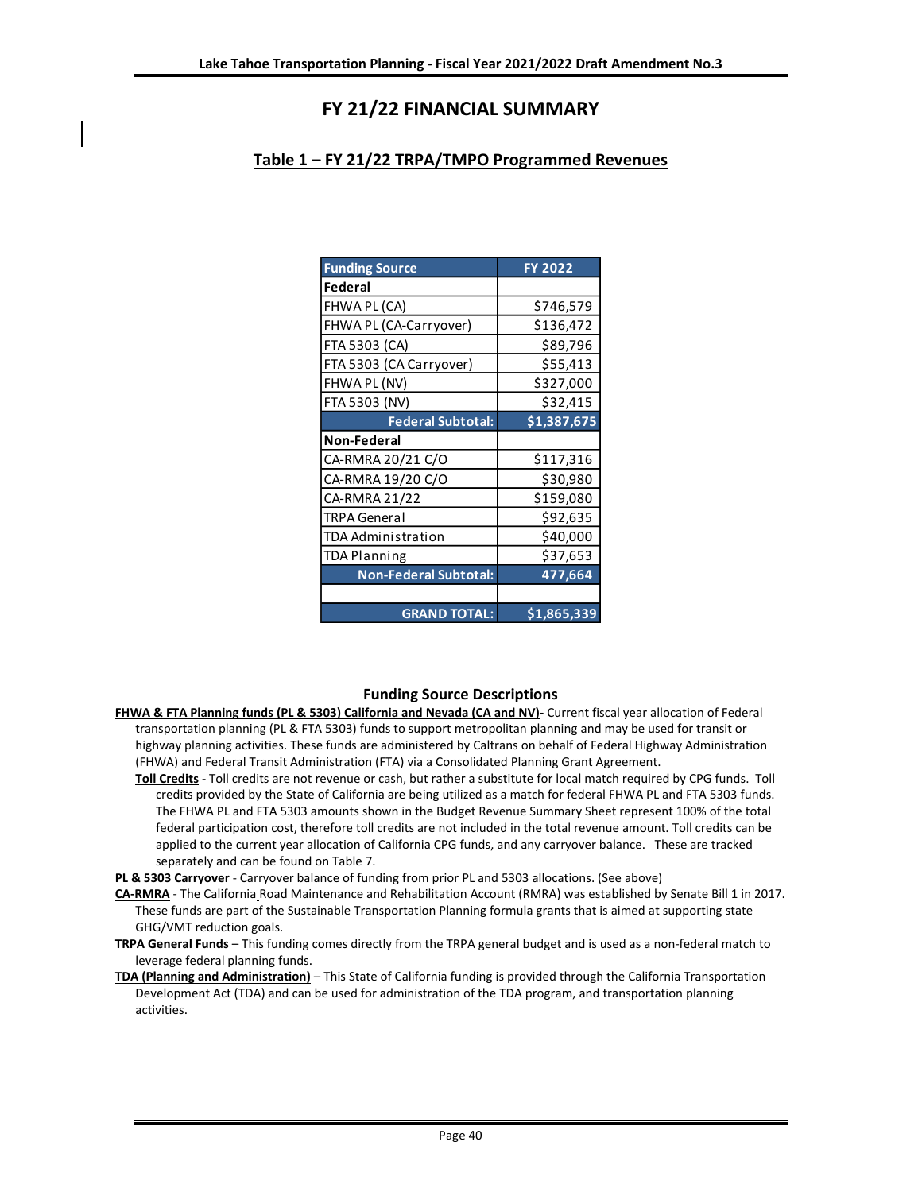# FY 21/22 FINANCIAL SUMMARY

## Table 1 – FY 21/22 TRPA/TMPO Programmed Revenues

| Funding Source | FY 2022 |
|---|---|
| **Federal** | |
| FHWA PL (CA) | $746,579 |
| FHWA PL (CA-Carryover) | $136,472 |
| FTA 5303 (CA) | $89,796 |
| FTA 5303 (CA Carryover) | $55,413 |
| FHWA PL (NV) | $327,000 |
| FTA 5303 (NV) | $32,415 |
| **Federal Subtotal:** | **$1,387,675** |
| **Non-Federal** | |
| CA-RMRA 20/21 C/O | $117,316 |
| CA-RMRA 19/20 C/O | $30,980 |
| CA-RMRA 21/22 | $159,080 |
| TRPA General | $92,635 |
| TDA Administration | $40,000 |
| TDA Planning | $37,653 |
| **Non-Federal Subtotal:** | **477,664** |
| | |
| **GRAND TOTAL:** | **$1,865,339** |

### Funding Source Descriptions

**FHWA & FTA Planning funds (PL & 5303) California and Nevada (CA and NV)-** Current fiscal year allocation of Federal transportation planning (PL & FTA 5303) funds to support metropolitan planning and may be used for transit or highway planning activities. These funds are administered by Caltrans on behalf of Federal Highway Administration (FHWA) and Federal Transit Administration (FTA) via a Consolidated Planning Grant Agreement.

**Toll Credits** - Toll credits are not revenue or cash, but rather a substitute for local match required by CPG funds. Toll credits provided by the State of California are being utilized as a match for federal FHWA PL and FTA 5303 funds. The FHWA PL and FTA 5303 amounts shown in the Budget Revenue Summary Sheet represent 100% of the total federal participation cost, therefore toll credits are not included in the total revenue amount. Toll credits can be applied to the current year allocation of California CPG funds, and any carryover balance. These are tracked separately and can be found on Table 7.

**PL & 5303 Carryover** - Carryover balance of funding from prior PL and 5303 allocations. (See above)

**CA-RMRA** - The California Road Maintenance and Rehabilitation Account (RMRA) was established by Senate Bill 1 in 2017. These funds are part of the Sustainable Transportation Planning formula grants that is aimed at supporting state GHG/VMT reduction goals.

**TRPA General Funds** – This funding comes directly from the TRPA general budget and is used as a non-federal match to leverage federal planning funds.

**TDA (Planning and Administration)** – This State of California funding is provided through the California Transportation Development Act (TDA) and can be used for administration of the TDA program, and transportation planning activities.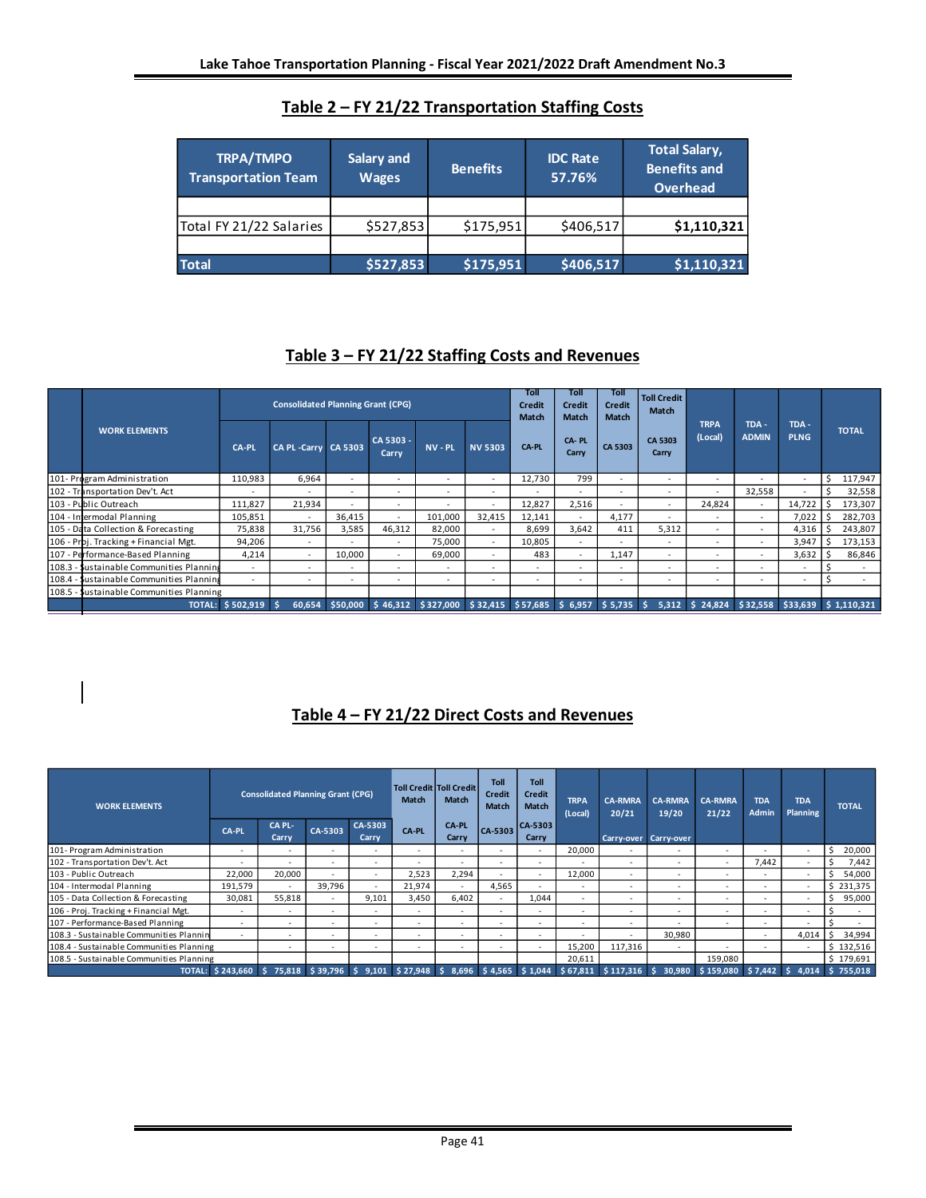## Table 2 – FY 21/22 Transportation Staffing Costs

| TRPA/TMPO Transportation Team | Salary and Wages | Benefits | IDC Rate 57.76% | Total Salary, Benefits and Overhead |
|---|---|---|---|---|
| | | | | |
| Total FY 21/22 Salaries | $527,853 | $175,951 | $406,517 | **$1,110,321** |
| | | | | |
| **Total** | **$527,853** | **$175,951** | **$406,517** | **$1,110,321** |

## Table 3 – FY 21/22 Staffing Costs and Revenues

| WORK ELEMENTS | Consolidated Planning Grant (CPG) | | | | | | Toll Credit Match | Toll Credit Match | Toll Credit Match | Toll Credit Match | TRPA (Local) | TDA - ADMIN | TDA - PLNG | TOTAL |
|---|---|---|---|---|---|---|---|---|---|---|---|---|---|---|
| | CA-PL | CA PL -Carry | CA 5303 | CA 5303 - Carry | NV - PL | NV 5303 | CA-PL | CA- PL Carry | CA 5303 | CA 5303 Carry | | | | |
| 101- Program Administration | 110,983 | 6,964 | - | - | - | - | 12,730 | 799 | - | - | - | - | - | $ 117,947 |
| 102 - Transportation Dev't. Act | - | - | - | - | - | - | - | - | - | - | - | 32,558 | - | $ 32,558 |
| 103 - Public Outreach | 111,827 | 21,934 | - | - | - | - | 12,827 | 2,516 | - | - | 24,824 | - | 14,722 | $ 173,307 |
| 104 - Intermodal Planning | 105,851 | - | 36,415 | - | 101,000 | 32,415 | 12,141 | - | 4,177 | - | - | - | 7,022 | $ 282,703 |
| 105 - Data Collection & Forecasting | 75,838 | 31,756 | 3,585 | 46,312 | 82,000 | - | 8,699 | 3,642 | 411 | 5,312 | - | - | 4,316 | $ 243,807 |
| 106 - Proj. Tracking + Financial Mgt. | 94,206 | - | - | - | 75,000 | - | 10,805 | - | - | - | - | - | 3,947 | $ 173,153 |
| 107 - Performance-Based Planning | 4,214 | - | 10,000 | - | 69,000 | - | 483 | - | 1,147 | - | - | - | 3,632 | $ 86,846 |
| 108.3 - Sustainable Communities Planning | - | - | - | - | - | - | - | - | - | - | - | - | - | $ - |
| 108.4 - Sustainable Communities Planning | - | - | - | - | - | - | - | - | - | - | - | - | - | $ - |
| 108.5 - Sustainable Communities Planning | | | | | | | | | | | | | | |
| TOTAL: | $ 502,919 | $ 60,654 | $50,000 | $ 46,312 | $ 327,000 | $ 32,415 | $57,685 | $ 6,957 | $ 5,735 | $ 5,312 | $ 24,824 | $ 32,558 | $33,639 | $ 1,110,321 |

## Table 4 – FY 21/22 Direct Costs and Revenues

| WORK ELEMENTS | Consolidated Planning Grant (CPG) | | | | Toll Credit Match | Toll Credit Match | Toll Credit Match | Toll Credit Match | TRPA (Local) | CA-RMRA 20/21 | CA-RMRA 19/20 | CA-RMRA 21/22 | TDA Admin | TDA Planning | TOTAL |
|---|---|---|---|---|---|---|---|---|---|---|---|---|---|---|---|
| | CA-PL | CA PL- Carry | CA-5303 | CA-5303 Carry | CA-PL | CA-PL Carry | CA-5303 | CA-5303 Carry | | Carry-over | Carry-over | | | | |
| 101- Program Administration | - | - | - | - | - | - | - | - | 20,000 | - | - | - | - | - | $ 20,000 |
| 102 - Transportation Dev't. Act | - | - | - | - | - | - | - | - | - | - | - | - | 7,442 | - | $ 7,442 |
| 103 - Public Outreach | 22,000 | 20,000 | - | - | 2,523 | 2,294 | - | - | 12,000 | - | - | - | - | - | $ 54,000 |
| 104 - Intermodal Planning | 191,579 | - | 39,796 | - | 21,974 | - | 4,565 | - | - | - | - | - | - | - | $ 231,375 |
| 105 - Data Collection & Forecasting | 30,081 | 55,818 | - | 9,101 | 3,450 | 6,402 | - | 1,044 | - | - | - | - | - | - | $ 95,000 |
| 106 - Proj. Tracking + Financial Mgt. | - | - | - | - | - | - | - | - | - | - | - | - | - | - | $ - |
| 107 - Performance-Based Planning | - | - | - | - | - | - | - | - | - | - | - | - | - | - | $ - |
| 108.3 - Sustainable Communities Planning | - | - | - | - | - | - | - | - | - | - | 30,980 | | - | 4,014 | $ 34,994 |
| 108.4 - Sustainable Communities Planning | | - | - | - | - | - | - | - | 15,200 | 117,316 | - | - | - | - | $ 132,516 |
| 108.5 - Sustainable Communities Planning | | | | | | | | | 20,611 | | | 159,080 | | | $ 179,691 |
| TOTAL: | $ 243,660 | $ 75,818 | $ 39,796 | $ 9,101 | $ 27,948 | $ 8,696 | $ 4,565 | $ 1,044 | $ 67,811 | $ 117,316 | $ 30,980 | $ 159,080 | $ 7,442 | $ 4,014 | $ 755,018 |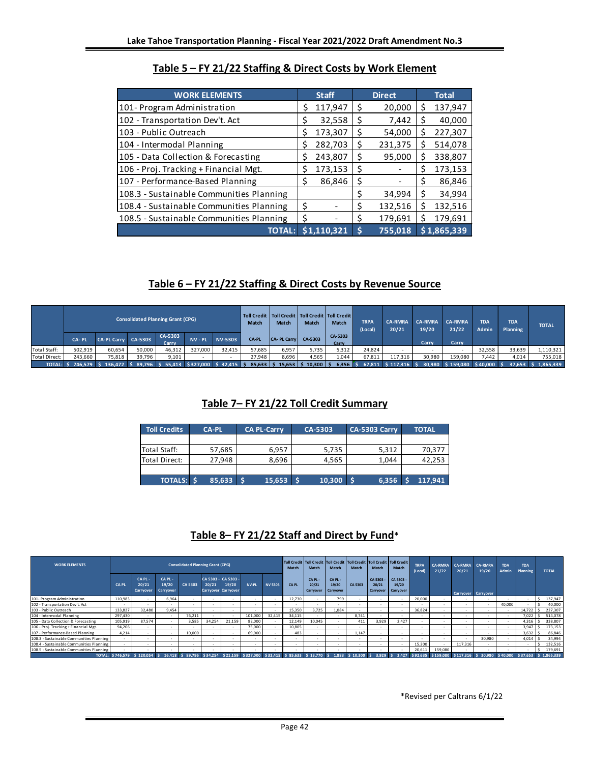## Table 5 – FY 21/22 Staffing & Direct Costs by Work Element

| WORK ELEMENTS | Staff | Direct | Total |
|---|---|---|---|
| 101- Program Administration | $ 117,947 | $ 20,000 | $ 137,947 |
| 102 - Transportation Dev't. Act | $ 32,558 | $ 7,442 | $ 40,000 |
| 103 - Public Outreach | $ 173,307 | $ 54,000 | $ 227,307 |
| 104 - Intermodal Planning | $ 282,703 | $ 231,375 | $ 514,078 |
| 105 - Data Collection & Forecasting | $ 243,807 | $ 95,000 | $ 338,807 |
| 106 - Proj. Tracking + Financial Mgt. | $ 173,153 | $ - | $ 173,153 |
| 107 - Performance-Based Planning | $ 86,846 | $ - | $ 86,846 |
| 108.3 - Sustainable Communities Planning | | $ 34,994 | $ 34,994 |
| 108.4 - Sustainable Communities Planning | $ - | $ 132,516 | $ 132,516 |
| 108.5 - Sustainable Communities Planning | $ - | $ 179,691 | $ 179,691 |
| TOTAL: | $1,110,321 | $ 755,018 | $1,865,339 |

## Table 6 – FY 21/22 Staffing & Direct Costs by Revenue Source

| | Consolidated Planning Grant (CPG) | | | | | | Toll Credit Match | Toll Credit Match | Toll Credit Match | Toll Credit Match | TRPA (Local) | CA-RMRA 20/21 | CA-RMRA 19/20 | CA-RMRA 21/22 | TDA Admin | TDA Planning | TOTAL |
|---|---|---|---|---|---|---|---|---|---|---|---|---|---|---|---|---|---|
| | CA- PL | CA-PL Carry | CA-5303 | CA-5303 Carry | NV - PL | NV-5303 | CA-PL | CA- PL Carry | CA-5303 | CA-5303 Carry | | | Carry | Carry | | | |
| Total Staff: | 502,919 | 60,654 | 50,000 | 46,312 | 327,000 | 32,415 | 57,685 | 6,957 | 5,735 | 5,312 | 24,824 | - | - | - | 32,558 | 33,639 | 1,110,321 |
| Total Direct: | 243,660 | 75,818 | 39,796 | 9,101 | - | - | 27,948 | 8,696 | 4,565 | 1,044 | 67,811 | 117,316 | 30,980 | 159,080 | 7,442 | 4,014 | 755,018 |
| TOTAL: | $ 746,579 | $ 136,472 | $ 89,796 | $ 55,413 | $327,000 | $ 32,415 | $ 85,633 | $ 15,653 | $ 10,300 | $ 6,356 | $ 67,811 | $ 117,316 | $ 30,980 | $ 159,080 | $ 40,000 | $ 37,653 | $ 1,865,339 |

## Table 7– FY 21/22 Toll Credit Summary

| Toll Credits | CA-PL | CA PL-Carry | CA-5303 | CA-5303 Carry | TOTAL |
|---|---|---|---|---|---|
| | | | | | |
| Total Staff: | 57,685 | 6,957 | 5,735 | 5,312 | 70,377 |
| Total Direct: | 27,948 | 8,696 | 4,565 | 1,044 | 42,253 |
| | | | | | |
| TOTALS: | $ 85,633 | $ 15,653 | $ 10,300 | $ 6,356 | $ 117,941 |

## Table 8– FY 21/22 Staff and Direct by Fund*

| WORK ELEMENTS | Consolidated Planning Grant (CPG) | | | | | | | | Toll Credit Match | Toll Credit Match | Toll Credit Match | Toll Credit Match | Toll Credit Match | Toll Credit Match | TRPA (Local) | CA-RMRA 21/22 | CA-RMRA 20/21 | CA-RMRA 19/20 | TDA Admin | TDA Planning | TOTAL |
|---|---|---|---|---|---|---|---|---|---|---|---|---|---|---|---|---|---|---|---|---|---|
| | CA PL | CA PL - 20/21 Carryover | CA PL - 19/20 Carryover | CA 5303 | CA 5303 - 20/21 Carryover | CA 5303 - 19/20 Carryover | NV-PL | NV 5303 | CA PL | CA PL - 20/21 Carryover | CA PL - 19/20 Carryover | CA 5303 | CA 5303 - 20/21 Carryover | CA 5303 - 19/20 Carryover | | | Carryover | Carryover | | | |
| 101- Program Administration | 110,983 | - | 6,964 | - | - | - | - | - | 12,730 | - | 799 | - | - | - | 20,000 | - | - | - | - | - | $ 137,947 |
| 102 - Transportation Dev't. Act | - | - | - | - | - | - | - | - | - | - | - | - | - | - | - | - | - | - | 40,000 | - | $ 40,000 |
| 103 - Public Outreach | 133,827 | 32,480 | 9,454 | - | - | - | - | - | 15,350 | 3,725 | 1,084 | - | - | - | 36,824 | - | - | - | - | 14,722 | $ 227,307 |
| 104 - Intermodal Planning | 297,430 | - | - | 76,211 | - | - | 101,000 | 32,415 | 34,115 | - | - | 8,741 | - | - | - | - | - | - | - | 7,022 | $ 514,078 |
| 105 - Data Collection & Forecasting | 105,919 | 87,574 | - | 3,585 | 34,254 | 21,159 | 82,000 | - | 12,149 | 10,045 | - | 411 | 3,929 | 2,427 | - | - | - | - | - | 4,316 | $ 338,807 |
| 106 - Proj. Tracking + Financial Mgt. | 94,206 | - | - | - | - | - | 75,000 | - | 10,805 | - | - | - | - | - | - | - | - | - | - | 3,947 | $ 173,153 |
| 107 - Performance-Based Planning | 4,214 | - | - | 10,000 | - | - | 69,000 | - | 483 | - | - | 1,147 | - | - | - | - | - | - | - | 3,632 | $ 86,846 |
| 108.3 - Sustainable Communities Planning | - | - | - | - | - | - | - | - | - | - | - | - | - | - | - | - | - | 30,980 | - | 4,014 | $ 34,994 |
| 108.4 - Sustainable Communities Planning | - | - | - | - | - | - | - | - | - | - | - | - | - | - | 15,200 | - | 117,316 | - | - | - | $ 132,516 |
| 108.5 - Sustainable Communities Planning | - | - | - | - | - | - | - | - | - | - | - | - | - | - | 20,611 | 159,080 | - | - | - | - | $ 179,691 |
| TOTAL: | $746,579 | $ 120,054 | $ 16,418 | $ 89,796 | $34,254 | $21,159 | $327,000 | $32,415 | $ 85,633 | $ 13,770 | $ 1,883 | $ 10,300 | $ 3,929 | $ 2,427 | $92,635 | $159,080 | $117,316 | $ 30,980 | $40,000 | $37,653 | $ 1,865,339 |

*Revised per Caltrans 6/1/22